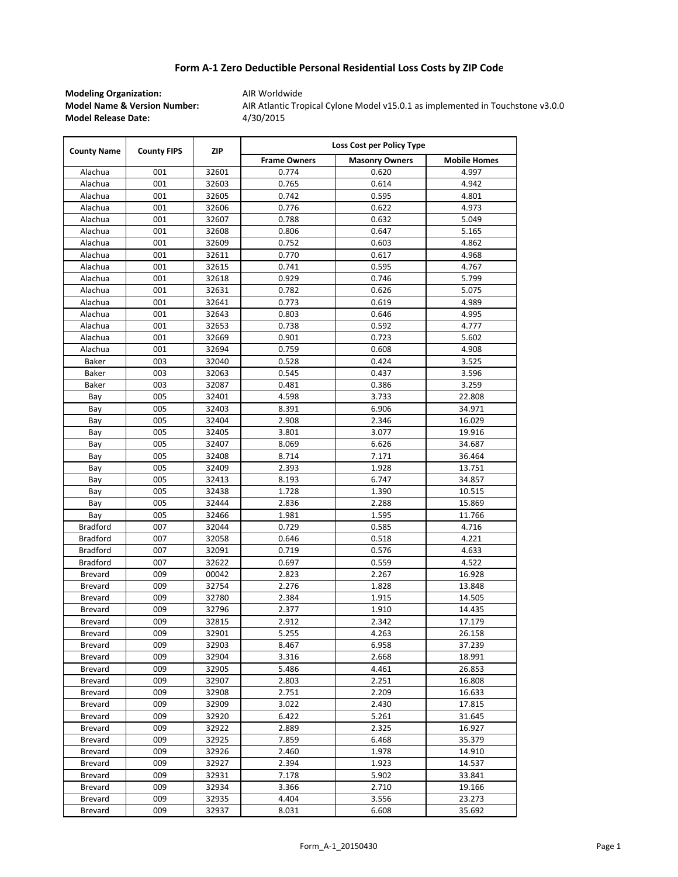# Form A-1 Zero Deductible Personal Residential Loss Costs by ZIP Code

**Model Name & Version Number:** AIR Atlantic Tropical Cylone Model v15.0.1 as implemented in Touchstone v3.0.0

**Modeling Organization:** AIR Worldwide

**Model Release Date:** 4/30/2015

| County Name | County FIPS | ZIP | Loss Cost per Policy Type | | |
|---|---|---|---|---|---|
| | | | Frame Owners | Masonry Owners | Mobile Homes |
| Alachua | 001 | 32601 | 0.774 | 0.620 | 4.997 |
| Alachua | 001 | 32603 | 0.765 | 0.614 | 4.942 |
| Alachua | 001 | 32605 | 0.742 | 0.595 | 4.801 |
| Alachua | 001 | 32606 | 0.776 | 0.622 | 4.973 |
| Alachua | 001 | 32607 | 0.788 | 0.632 | 5.049 |
| Alachua | 001 | 32608 | 0.806 | 0.647 | 5.165 |
| Alachua | 001 | 32609 | 0.752 | 0.603 | 4.862 |
| Alachua | 001 | 32611 | 0.770 | 0.617 | 4.968 |
| Alachua | 001 | 32615 | 0.741 | 0.595 | 4.767 |
| Alachua | 001 | 32618 | 0.929 | 0.746 | 5.799 |
| Alachua | 001 | 32631 | 0.782 | 0.626 | 5.075 |
| Alachua | 001 | 32641 | 0.773 | 0.619 | 4.989 |
| Alachua | 001 | 32643 | 0.803 | 0.646 | 4.995 |
| Alachua | 001 | 32653 | 0.738 | 0.592 | 4.777 |
| Alachua | 001 | 32669 | 0.901 | 0.723 | 5.602 |
| Alachua | 001 | 32694 | 0.759 | 0.608 | 4.908 |
| Baker | 003 | 32040 | 0.528 | 0.424 | 3.525 |
| Baker | 003 | 32063 | 0.545 | 0.437 | 3.596 |
| Baker | 003 | 32087 | 0.481 | 0.386 | 3.259 |
| Bay | 005 | 32401 | 4.598 | 3.733 | 22.808 |
| Bay | 005 | 32403 | 8.391 | 6.906 | 34.971 |
| Bay | 005 | 32404 | 2.908 | 2.346 | 16.029 |
| Bay | 005 | 32405 | 3.801 | 3.077 | 19.916 |
| Bay | 005 | 32407 | 8.069 | 6.626 | 34.687 |
| Bay | 005 | 32408 | 8.714 | 7.171 | 36.464 |
| Bay | 005 | 32409 | 2.393 | 1.928 | 13.751 |
| Bay | 005 | 32413 | 8.193 | 6.747 | 34.857 |
| Bay | 005 | 32438 | 1.728 | 1.390 | 10.515 |
| Bay | 005 | 32444 | 2.836 | 2.288 | 15.869 |
| Bay | 005 | 32466 | 1.981 | 1.595 | 11.766 |
| Bradford | 007 | 32044 | 0.729 | 0.585 | 4.716 |
| Bradford | 007 | 32058 | 0.646 | 0.518 | 4.221 |
| Bradford | 007 | 32091 | 0.719 | 0.576 | 4.633 |
| Bradford | 007 | 32622 | 0.697 | 0.559 | 4.522 |
| Brevard | 009 | 00042 | 2.823 | 2.267 | 16.928 |
| Brevard | 009 | 32754 | 2.276 | 1.828 | 13.848 |
| Brevard | 009 | 32780 | 2.384 | 1.915 | 14.505 |
| Brevard | 009 | 32796 | 2.377 | 1.910 | 14.435 |
| Brevard | 009 | 32815 | 2.912 | 2.342 | 17.179 |
| Brevard | 009 | 32901 | 5.255 | 4.263 | 26.158 |
| Brevard | 009 | 32903 | 8.467 | 6.958 | 37.239 |
| Brevard | 009 | 32904 | 3.316 | 2.668 | 18.991 |
| Brevard | 009 | 32905 | 5.486 | 4.461 | 26.853 |
| Brevard | 009 | 32907 | 2.803 | 2.251 | 16.808 |
| Brevard | 009 | 32908 | 2.751 | 2.209 | 16.633 |
| Brevard | 009 | 32909 | 3.022 | 2.430 | 17.815 |
| Brevard | 009 | 32920 | 6.422 | 5.261 | 31.645 |
| Brevard | 009 | 32922 | 2.889 | 2.325 | 16.927 |
| Brevard | 009 | 32925 | 7.859 | 6.468 | 35.379 |
| Brevard | 009 | 32926 | 2.460 | 1.978 | 14.910 |
| Brevard | 009 | 32927 | 2.394 | 1.923 | 14.537 |
| Brevard | 009 | 32931 | 7.178 | 5.902 | 33.841 |
| Brevard | 009 | 32934 | 3.366 | 2.710 | 19.166 |
| Brevard | 009 | 32935 | 4.404 | 3.556 | 23.273 |
| Brevard | 009 | 32937 | 8.031 | 6.608 | 35.692 |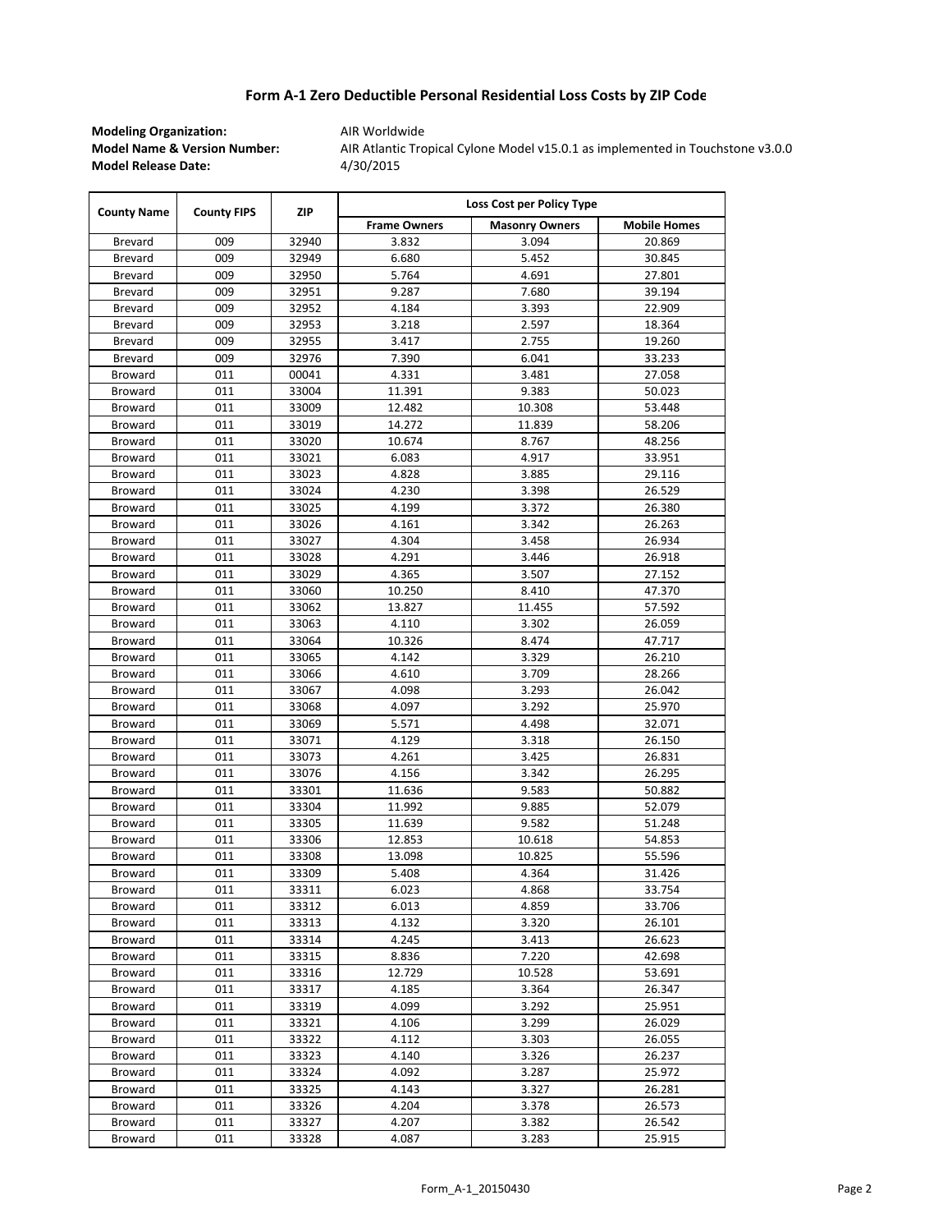# Form A-1 Zero Deductible Personal Residential Loss Costs by ZIP Code

**Modeling Organization:** AIR Worldwide
**Model Name & Version Number:** AIR Atlantic Tropical Cylone Model v15.0.1 as implemented in Touchstone v3.0.0
**Model Release Date:** 4/30/2015

| County Name | County FIPS | ZIP | Loss Cost per Policy Type | | |
|---|---|---|---|---|---|
| | | | Frame Owners | Masonry Owners | Mobile Homes |
| Brevard | 009 | 32940 | 3.832 | 3.094 | 20.869 |
| Brevard | 009 | 32949 | 6.680 | 5.452 | 30.845 |
| Brevard | 009 | 32950 | 5.764 | 4.691 | 27.801 |
| Brevard | 009 | 32951 | 9.287 | 7.680 | 39.194 |
| Brevard | 009 | 32952 | 4.184 | 3.393 | 22.909 |
| Brevard | 009 | 32953 | 3.218 | 2.597 | 18.364 |
| Brevard | 009 | 32955 | 3.417 | 2.755 | 19.260 |
| Brevard | 009 | 32976 | 7.390 | 6.041 | 33.233 |
| Broward | 011 | 00041 | 4.331 | 3.481 | 27.058 |
| Broward | 011 | 33004 | 11.391 | 9.383 | 50.023 |
| Broward | 011 | 33009 | 12.482 | 10.308 | 53.448 |
| Broward | 011 | 33019 | 14.272 | 11.839 | 58.206 |
| Broward | 011 | 33020 | 10.674 | 8.767 | 48.256 |
| Broward | 011 | 33021 | 6.083 | 4.917 | 33.951 |
| Broward | 011 | 33023 | 4.828 | 3.885 | 29.116 |
| Broward | 011 | 33024 | 4.230 | 3.398 | 26.529 |
| Broward | 011 | 33025 | 4.199 | 3.372 | 26.380 |
| Broward | 011 | 33026 | 4.161 | 3.342 | 26.263 |
| Broward | 011 | 33027 | 4.304 | 3.458 | 26.934 |
| Broward | 011 | 33028 | 4.291 | 3.446 | 26.918 |
| Broward | 011 | 33029 | 4.365 | 3.507 | 27.152 |
| Broward | 011 | 33060 | 10.250 | 8.410 | 47.370 |
| Broward | 011 | 33062 | 13.827 | 11.455 | 57.592 |
| Broward | 011 | 33063 | 4.110 | 3.302 | 26.059 |
| Broward | 011 | 33064 | 10.326 | 8.474 | 47.717 |
| Broward | 011 | 33065 | 4.142 | 3.329 | 26.210 |
| Broward | 011 | 33066 | 4.610 | 3.709 | 28.266 |
| Broward | 011 | 33067 | 4.098 | 3.293 | 26.042 |
| Broward | 011 | 33068 | 4.097 | 3.292 | 25.970 |
| Broward | 011 | 33069 | 5.571 | 4.498 | 32.071 |
| Broward | 011 | 33071 | 4.129 | 3.318 | 26.150 |
| Broward | 011 | 33073 | 4.261 | 3.425 | 26.831 |
| Broward | 011 | 33076 | 4.156 | 3.342 | 26.295 |
| Broward | 011 | 33301 | 11.636 | 9.583 | 50.882 |
| Broward | 011 | 33304 | 11.992 | 9.885 | 52.079 |
| Broward | 011 | 33305 | 11.639 | 9.582 | 51.248 |
| Broward | 011 | 33306 | 12.853 | 10.618 | 54.853 |
| Broward | 011 | 33308 | 13.098 | 10.825 | 55.596 |
| Broward | 011 | 33309 | 5.408 | 4.364 | 31.426 |
| Broward | 011 | 33311 | 6.023 | 4.868 | 33.754 |
| Broward | 011 | 33312 | 6.013 | 4.859 | 33.706 |
| Broward | 011 | 33313 | 4.132 | 3.320 | 26.101 |
| Broward | 011 | 33314 | 4.245 | 3.413 | 26.623 |
| Broward | 011 | 33315 | 8.836 | 7.220 | 42.698 |
| Broward | 011 | 33316 | 12.729 | 10.528 | 53.691 |
| Broward | 011 | 33317 | 4.185 | 3.364 | 26.347 |
| Broward | 011 | 33319 | 4.099 | 3.292 | 25.951 |
| Broward | 011 | 33321 | 4.106 | 3.299 | 26.029 |
| Broward | 011 | 33322 | 4.112 | 3.303 | 26.055 |
| Broward | 011 | 33323 | 4.140 | 3.326 | 26.237 |
| Broward | 011 | 33324 | 4.092 | 3.287 | 25.972 |
| Broward | 011 | 33325 | 4.143 | 3.327 | 26.281 |
| Broward | 011 | 33326 | 4.204 | 3.378 | 26.573 |
| Broward | 011 | 33327 | 4.207 | 3.382 | 26.542 |
| Broward | 011 | 33328 | 4.087 | 3.283 | 25.915 |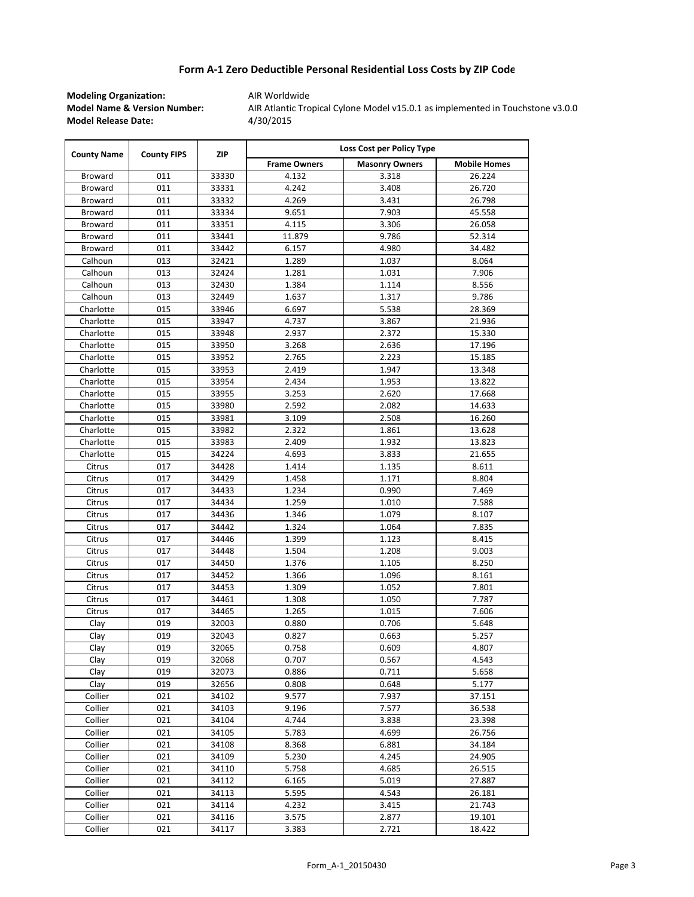# Form A-1 Zero Deductible Personal Residential Loss Costs by ZIP Code

**Modeling Organization:** AIR Worldwide
**Model Name & Version Number:** AIR Atlantic Tropical Cyclone Model v15.0.1 as implemented in Touchstone v3.0.0
**Model Release Date:** 4/30/2015

| County Name | County FIPS | ZIP | Loss Cost per Policy Type | | |
|---|---|---|---|---|---|
| | | | Frame Owners | Masonry Owners | Mobile Homes |
| Broward | 011 | 33330 | 4.132 | 3.318 | 26.224 |
| Broward | 011 | 33331 | 4.242 | 3.408 | 26.720 |
| Broward | 011 | 33332 | 4.269 | 3.431 | 26.798 |
| Broward | 011 | 33334 | 9.651 | 7.903 | 45.558 |
| Broward | 011 | 33351 | 4.115 | 3.306 | 26.058 |
| Broward | 011 | 33441 | 11.879 | 9.786 | 52.314 |
| Broward | 011 | 33442 | 6.157 | 4.980 | 34.482 |
| Calhoun | 013 | 32421 | 1.289 | 1.037 | 8.064 |
| Calhoun | 013 | 32424 | 1.281 | 1.031 | 7.906 |
| Calhoun | 013 | 32430 | 1.384 | 1.114 | 8.556 |
| Calhoun | 013 | 32449 | 1.637 | 1.317 | 9.786 |
| Charlotte | 015 | 33946 | 6.697 | 5.538 | 28.369 |
| Charlotte | 015 | 33947 | 4.737 | 3.867 | 21.936 |
| Charlotte | 015 | 33948 | 2.937 | 2.372 | 15.330 |
| Charlotte | 015 | 33950 | 3.268 | 2.636 | 17.196 |
| Charlotte | 015 | 33952 | 2.765 | 2.223 | 15.185 |
| Charlotte | 015 | 33953 | 2.419 | 1.947 | 13.348 |
| Charlotte | 015 | 33954 | 2.434 | 1.953 | 13.822 |
| Charlotte | 015 | 33955 | 3.253 | 2.620 | 17.668 |
| Charlotte | 015 | 33980 | 2.592 | 2.082 | 14.633 |
| Charlotte | 015 | 33981 | 3.109 | 2.508 | 16.260 |
| Charlotte | 015 | 33982 | 2.322 | 1.861 | 13.628 |
| Charlotte | 015 | 33983 | 2.409 | 1.932 | 13.823 |
| Charlotte | 015 | 34224 | 4.693 | 3.833 | 21.655 |
| Citrus | 017 | 34428 | 1.414 | 1.135 | 8.611 |
| Citrus | 017 | 34429 | 1.458 | 1.171 | 8.804 |
| Citrus | 017 | 34433 | 1.234 | 0.990 | 7.469 |
| Citrus | 017 | 34434 | 1.259 | 1.010 | 7.588 |
| Citrus | 017 | 34436 | 1.346 | 1.079 | 8.107 |
| Citrus | 017 | 34442 | 1.324 | 1.064 | 7.835 |
| Citrus | 017 | 34446 | 1.399 | 1.123 | 8.415 |
| Citrus | 017 | 34448 | 1.504 | 1.208 | 9.003 |
| Citrus | 017 | 34450 | 1.376 | 1.105 | 8.250 |
| Citrus | 017 | 34452 | 1.366 | 1.096 | 8.161 |
| Citrus | 017 | 34453 | 1.309 | 1.052 | 7.801 |
| Citrus | 017 | 34461 | 1.308 | 1.050 | 7.787 |
| Citrus | 017 | 34465 | 1.265 | 1.015 | 7.606 |
| Clay | 019 | 32003 | 0.880 | 0.706 | 5.648 |
| Clay | 019 | 32043 | 0.827 | 0.663 | 5.257 |
| Clay | 019 | 32065 | 0.758 | 0.609 | 4.807 |
| Clay | 019 | 32068 | 0.707 | 0.567 | 4.543 |
| Clay | 019 | 32073 | 0.886 | 0.711 | 5.658 |
| Clay | 019 | 32656 | 0.808 | 0.648 | 5.177 |
| Collier | 021 | 34102 | 9.577 | 7.937 | 37.151 |
| Collier | 021 | 34103 | 9.196 | 7.577 | 36.538 |
| Collier | 021 | 34104 | 4.744 | 3.838 | 23.398 |
| Collier | 021 | 34105 | 5.783 | 4.699 | 26.756 |
| Collier | 021 | 34108 | 8.368 | 6.881 | 34.184 |
| Collier | 021 | 34109 | 5.230 | 4.245 | 24.905 |
| Collier | 021 | 34110 | 5.758 | 4.685 | 26.515 |
| Collier | 021 | 34112 | 6.165 | 5.019 | 27.887 |
| Collier | 021 | 34113 | 5.595 | 4.543 | 26.181 |
| Collier | 021 | 34114 | 4.232 | 3.415 | 21.743 |
| Collier | 021 | 34116 | 3.575 | 2.877 | 19.101 |
| Collier | 021 | 34117 | 3.383 | 2.721 | 18.422 |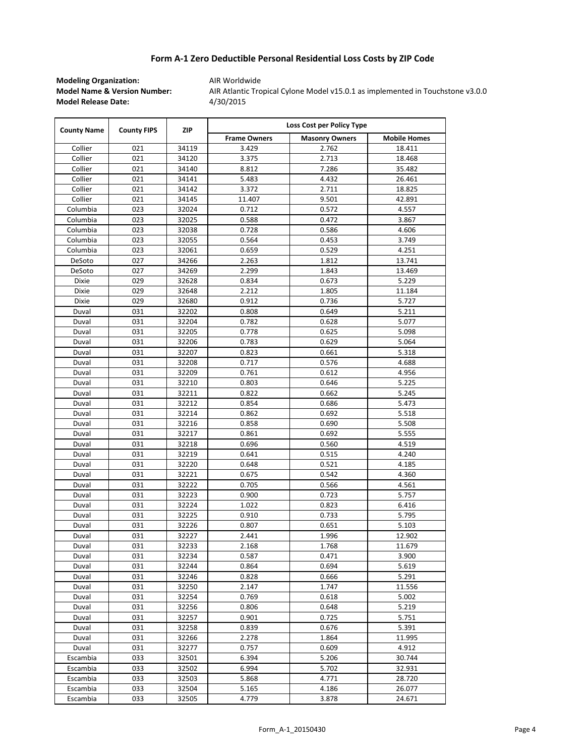## Form A-1 Zero Deductible Personal Residential Loss Costs by ZIP Code

**Modeling Organization:** AIR Worldwide
**Model Name & Version Number:** AIR Atlantic Tropical Cylone Model v15.0.1 as implemented in Touchstone v3.0.0
**Model Release Date:** 4/30/2015

| County Name | County FIPS | ZIP | Loss Cost per Policy Type | | |
|---|---|---|---|---|---|
| | | | Frame Owners | Masonry Owners | Mobile Homes |
| Collier | 021 | 34119 | 3.429 | 2.762 | 18.411 |
| Collier | 021 | 34120 | 3.375 | 2.713 | 18.468 |
| Collier | 021 | 34140 | 8.812 | 7.286 | 35.482 |
| Collier | 021 | 34141 | 5.483 | 4.432 | 26.461 |
| Collier | 021 | 34142 | 3.372 | 2.711 | 18.825 |
| Collier | 021 | 34145 | 11.407 | 9.501 | 42.891 |
| Columbia | 023 | 32024 | 0.712 | 0.572 | 4.557 |
| Columbia | 023 | 32025 | 0.588 | 0.472 | 3.867 |
| Columbia | 023 | 32038 | 0.728 | 0.586 | 4.606 |
| Columbia | 023 | 32055 | 0.564 | 0.453 | 3.749 |
| Columbia | 023 | 32061 | 0.659 | 0.529 | 4.251 |
| DeSoto | 027 | 34266 | 2.263 | 1.812 | 13.741 |
| DeSoto | 027 | 34269 | 2.299 | 1.843 | 13.469 |
| Dixie | 029 | 32628 | 0.834 | 0.673 | 5.229 |
| Dixie | 029 | 32648 | 2.212 | 1.805 | 11.184 |
| Dixie | 029 | 32680 | 0.912 | 0.736 | 5.727 |
| Duval | 031 | 32202 | 0.808 | 0.649 | 5.211 |
| Duval | 031 | 32204 | 0.782 | 0.628 | 5.077 |
| Duval | 031 | 32205 | 0.778 | 0.625 | 5.098 |
| Duval | 031 | 32206 | 0.783 | 0.629 | 5.064 |
| Duval | 031 | 32207 | 0.823 | 0.661 | 5.318 |
| Duval | 031 | 32208 | 0.717 | 0.576 | 4.688 |
| Duval | 031 | 32209 | 0.761 | 0.612 | 4.956 |
| Duval | 031 | 32210 | 0.803 | 0.646 | 5.225 |
| Duval | 031 | 32211 | 0.822 | 0.662 | 5.245 |
| Duval | 031 | 32212 | 0.854 | 0.686 | 5.473 |
| Duval | 031 | 32214 | 0.862 | 0.692 | 5.518 |
| Duval | 031 | 32216 | 0.858 | 0.690 | 5.508 |
| Duval | 031 | 32217 | 0.861 | 0.692 | 5.555 |
| Duval | 031 | 32218 | 0.696 | 0.560 | 4.519 |
| Duval | 031 | 32219 | 0.641 | 0.515 | 4.240 |
| Duval | 031 | 32220 | 0.648 | 0.521 | 4.185 |
| Duval | 031 | 32221 | 0.675 | 0.542 | 4.360 |
| Duval | 031 | 32222 | 0.705 | 0.566 | 4.561 |
| Duval | 031 | 32223 | 0.900 | 0.723 | 5.757 |
| Duval | 031 | 32224 | 1.022 | 0.823 | 6.416 |
| Duval | 031 | 32225 | 0.910 | 0.733 | 5.795 |
| Duval | 031 | 32226 | 0.807 | 0.651 | 5.103 |
| Duval | 031 | 32227 | 2.441 | 1.996 | 12.902 |
| Duval | 031 | 32233 | 2.168 | 1.768 | 11.679 |
| Duval | 031 | 32234 | 0.587 | 0.471 | 3.900 |
| Duval | 031 | 32244 | 0.864 | 0.694 | 5.619 |
| Duval | 031 | 32246 | 0.828 | 0.666 | 5.291 |
| Duval | 031 | 32250 | 2.147 | 1.747 | 11.556 |
| Duval | 031 | 32254 | 0.769 | 0.618 | 5.002 |
| Duval | 031 | 32256 | 0.806 | 0.648 | 5.219 |
| Duval | 031 | 32257 | 0.901 | 0.725 | 5.751 |
| Duval | 031 | 32258 | 0.839 | 0.676 | 5.391 |
| Duval | 031 | 32266 | 2.278 | 1.864 | 11.995 |
| Duval | 031 | 32277 | 0.757 | 0.609 | 4.912 |
| Escambia | 033 | 32501 | 6.394 | 5.206 | 30.744 |
| Escambia | 033 | 32502 | 6.994 | 5.702 | 32.931 |
| Escambia | 033 | 32503 | 5.868 | 4.771 | 28.720 |
| Escambia | 033 | 32504 | 5.165 | 4.186 | 26.077 |
| Escambia | 033 | 32505 | 4.779 | 3.878 | 24.671 |

Form_A-1_20150430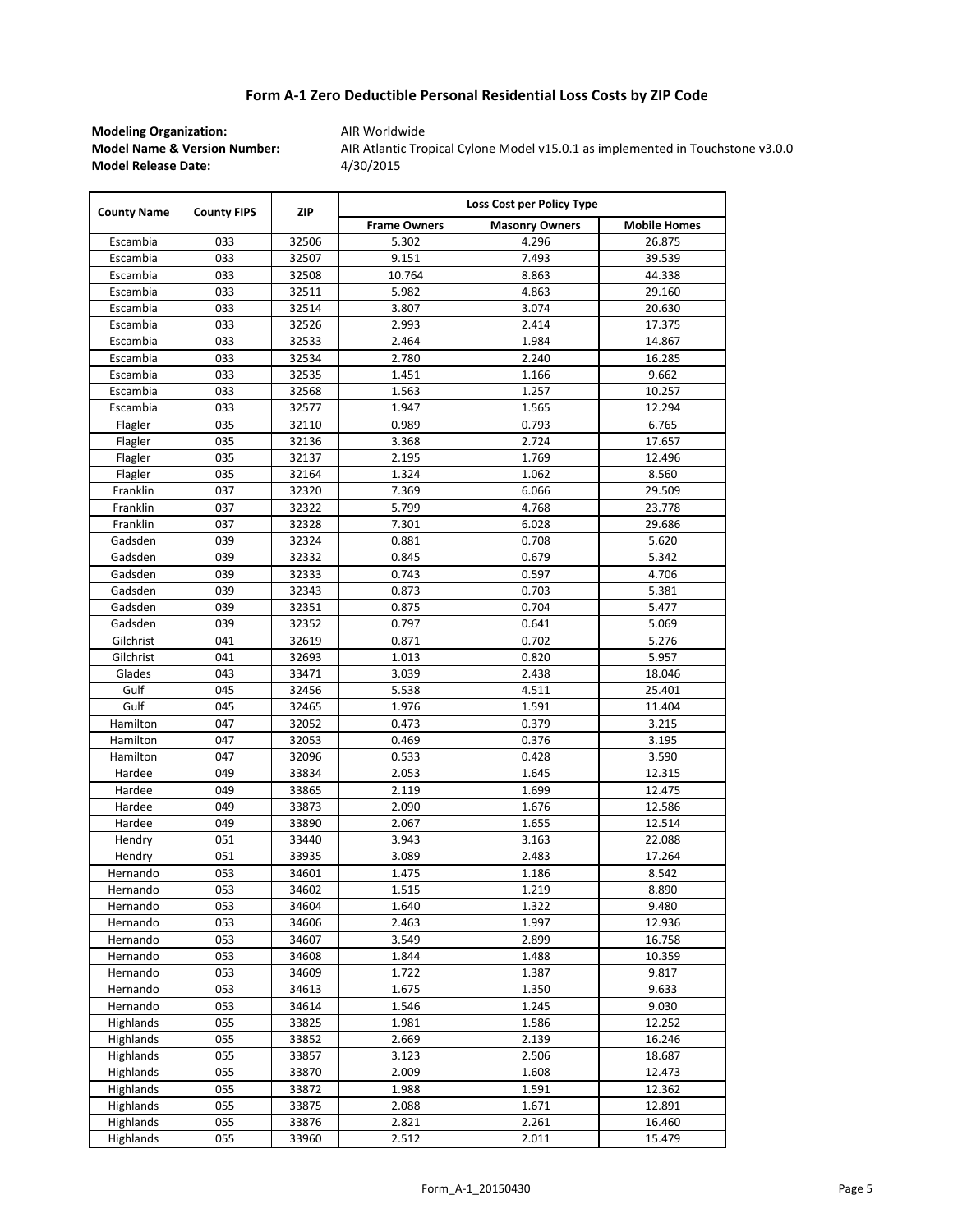# Form A-1 Zero Deductible Personal Residential Loss Costs by ZIP Code

**Modeling Organization:** AIR Worldwide
**Model Name & Version Number:** AIR Atlantic Tropical Cylone Model v15.0.1 as implemented in Touchstone v3.0.0
**Model Release Date:** 4/30/2015

| County Name | County FIPS | ZIP | Loss Cost per Policy Type | | |
|---|---|---|---|---|---|
| | | | Frame Owners | Masonry Owners | Mobile Homes |
| Escambia | 033 | 32506 | 5.302 | 4.296 | 26.875 |
| Escambia | 033 | 32507 | 9.151 | 7.493 | 39.539 |
| Escambia | 033 | 32508 | 10.764 | 8.863 | 44.338 |
| Escambia | 033 | 32511 | 5.982 | 4.863 | 29.160 |
| Escambia | 033 | 32514 | 3.807 | 3.074 | 20.630 |
| Escambia | 033 | 32526 | 2.993 | 2.414 | 17.375 |
| Escambia | 033 | 32533 | 2.464 | 1.984 | 14.867 |
| Escambia | 033 | 32534 | 2.780 | 2.240 | 16.285 |
| Escambia | 033 | 32535 | 1.451 | 1.166 | 9.662 |
| Escambia | 033 | 32568 | 1.563 | 1.257 | 10.257 |
| Escambia | 033 | 32577 | 1.947 | 1.565 | 12.294 |
| Flagler | 035 | 32110 | 0.989 | 0.793 | 6.765 |
| Flagler | 035 | 32136 | 3.368 | 2.724 | 17.657 |
| Flagler | 035 | 32137 | 2.195 | 1.769 | 12.496 |
| Flagler | 035 | 32164 | 1.324 | 1.062 | 8.560 |
| Franklin | 037 | 32320 | 7.369 | 6.066 | 29.509 |
| Franklin | 037 | 32322 | 5.799 | 4.768 | 23.778 |
| Franklin | 037 | 32328 | 7.301 | 6.028 | 29.686 |
| Gadsden | 039 | 32324 | 0.881 | 0.708 | 5.620 |
| Gadsden | 039 | 32332 | 0.845 | 0.679 | 5.342 |
| Gadsden | 039 | 32333 | 0.743 | 0.597 | 4.706 |
| Gadsden | 039 | 32343 | 0.873 | 0.703 | 5.381 |
| Gadsden | 039 | 32351 | 0.875 | 0.704 | 5.477 |
| Gadsden | 039 | 32352 | 0.797 | 0.641 | 5.069 |
| Gilchrist | 041 | 32619 | 0.871 | 0.702 | 5.276 |
| Gilchrist | 041 | 32693 | 1.013 | 0.820 | 5.957 |
| Glades | 043 | 33471 | 3.039 | 2.438 | 18.046 |
| Gulf | 045 | 32456 | 5.538 | 4.511 | 25.401 |
| Gulf | 045 | 32465 | 1.976 | 1.591 | 11.404 |
| Hamilton | 047 | 32052 | 0.473 | 0.379 | 3.215 |
| Hamilton | 047 | 32053 | 0.469 | 0.376 | 3.195 |
| Hamilton | 047 | 32096 | 0.533 | 0.428 | 3.590 |
| Hardee | 049 | 33834 | 2.053 | 1.645 | 12.315 |
| Hardee | 049 | 33865 | 2.119 | 1.699 | 12.475 |
| Hardee | 049 | 33873 | 2.090 | 1.676 | 12.586 |
| Hardee | 049 | 33890 | 2.067 | 1.655 | 12.514 |
| Hendry | 051 | 33440 | 3.943 | 3.163 | 22.088 |
| Hendry | 051 | 33935 | 3.089 | 2.483 | 17.264 |
| Hernando | 053 | 34601 | 1.475 | 1.186 | 8.542 |
| Hernando | 053 | 34602 | 1.515 | 1.219 | 8.890 |
| Hernando | 053 | 34604 | 1.640 | 1.322 | 9.480 |
| Hernando | 053 | 34606 | 2.463 | 1.997 | 12.936 |
| Hernando | 053 | 34607 | 3.549 | 2.899 | 16.758 |
| Hernando | 053 | 34608 | 1.844 | 1.488 | 10.359 |
| Hernando | 053 | 34609 | 1.722 | 1.387 | 9.817 |
| Hernando | 053 | 34613 | 1.675 | 1.350 | 9.633 |
| Hernando | 053 | 34614 | 1.546 | 1.245 | 9.030 |
| Highlands | 055 | 33825 | 1.981 | 1.586 | 12.252 |
| Highlands | 055 | 33852 | 2.669 | 2.139 | 16.246 |
| Highlands | 055 | 33857 | 3.123 | 2.506 | 18.687 |
| Highlands | 055 | 33870 | 2.009 | 1.608 | 12.473 |
| Highlands | 055 | 33872 | 1.988 | 1.591 | 12.362 |
| Highlands | 055 | 33875 | 2.088 | 1.671 | 12.891 |
| Highlands | 055 | 33876 | 2.821 | 2.261 | 16.460 |
| Highlands | 055 | 33960 | 2.512 | 2.011 | 15.479 |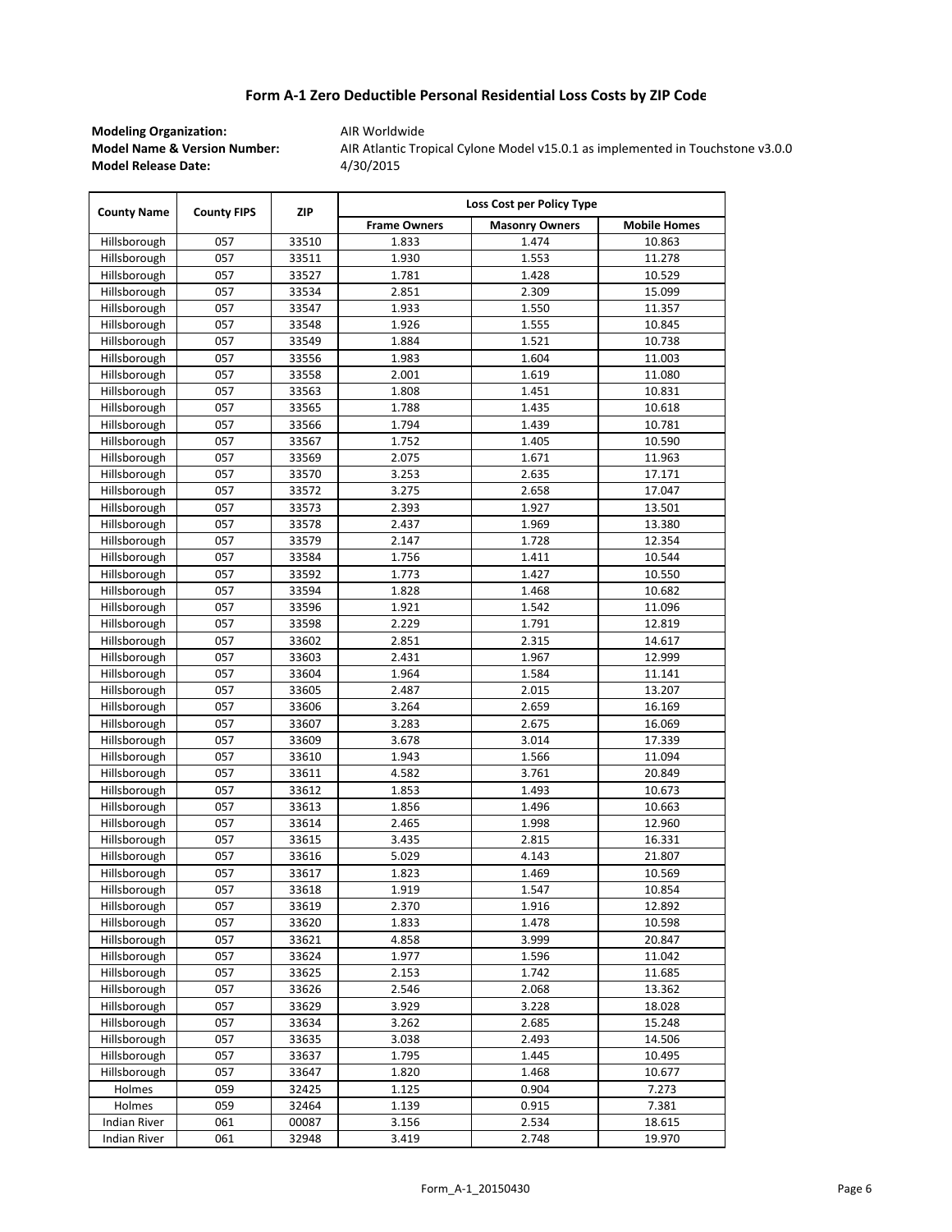## Form A-1 Zero Deductible Personal Residential Loss Costs by ZIP Code

**Modeling Organization:** AIR Worldwide
**Model Name & Version Number:** AIR Atlantic Tropical Cylone Model v15.0.1 as implemented in Touchstone v3.0.0
**Model Release Date:** 4/30/2015

| County Name | County FIPS | ZIP | Loss Cost per Policy Type | | |
|---|---|---|---|---|---|
| | | | Frame Owners | Masonry Owners | Mobile Homes |
| Hillsborough | 057 | 33510 | 1.833 | 1.474 | 10.863 |
| Hillsborough | 057 | 33511 | 1.930 | 1.553 | 11.278 |
| Hillsborough | 057 | 33527 | 1.781 | 1.428 | 10.529 |
| Hillsborough | 057 | 33534 | 2.851 | 2.309 | 15.099 |
| Hillsborough | 057 | 33547 | 1.933 | 1.550 | 11.357 |
| Hillsborough | 057 | 33548 | 1.926 | 1.555 | 10.845 |
| Hillsborough | 057 | 33549 | 1.884 | 1.521 | 10.738 |
| Hillsborough | 057 | 33556 | 1.983 | 1.604 | 11.003 |
| Hillsborough | 057 | 33558 | 2.001 | 1.619 | 11.080 |
| Hillsborough | 057 | 33563 | 1.808 | 1.451 | 10.831 |
| Hillsborough | 057 | 33565 | 1.788 | 1.435 | 10.618 |
| Hillsborough | 057 | 33566 | 1.794 | 1.439 | 10.781 |
| Hillsborough | 057 | 33567 | 1.752 | 1.405 | 10.590 |
| Hillsborough | 057 | 33569 | 2.075 | 1.671 | 11.963 |
| Hillsborough | 057 | 33570 | 3.253 | 2.635 | 17.171 |
| Hillsborough | 057 | 33572 | 3.275 | 2.658 | 17.047 |
| Hillsborough | 057 | 33573 | 2.393 | 1.927 | 13.501 |
| Hillsborough | 057 | 33578 | 2.437 | 1.969 | 13.380 |
| Hillsborough | 057 | 33579 | 2.147 | 1.728 | 12.354 |
| Hillsborough | 057 | 33584 | 1.756 | 1.411 | 10.544 |
| Hillsborough | 057 | 33592 | 1.773 | 1.427 | 10.550 |
| Hillsborough | 057 | 33594 | 1.828 | 1.468 | 10.682 |
| Hillsborough | 057 | 33596 | 1.921 | 1.542 | 11.096 |
| Hillsborough | 057 | 33598 | 2.229 | 1.791 | 12.819 |
| Hillsborough | 057 | 33602 | 2.851 | 2.315 | 14.617 |
| Hillsborough | 057 | 33603 | 2.431 | 1.967 | 12.999 |
| Hillsborough | 057 | 33604 | 1.964 | 1.584 | 11.141 |
| Hillsborough | 057 | 33605 | 2.487 | 2.015 | 13.207 |
| Hillsborough | 057 | 33606 | 3.264 | 2.659 | 16.169 |
| Hillsborough | 057 | 33607 | 3.283 | 2.675 | 16.069 |
| Hillsborough | 057 | 33609 | 3.678 | 3.014 | 17.339 |
| Hillsborough | 057 | 33610 | 1.943 | 1.566 | 11.094 |
| Hillsborough | 057 | 33611 | 4.582 | 3.761 | 20.849 |
| Hillsborough | 057 | 33612 | 1.853 | 1.493 | 10.673 |
| Hillsborough | 057 | 33613 | 1.856 | 1.496 | 10.663 |
| Hillsborough | 057 | 33614 | 2.465 | 1.998 | 12.960 |
| Hillsborough | 057 | 33615 | 3.435 | 2.815 | 16.331 |
| Hillsborough | 057 | 33616 | 5.029 | 4.143 | 21.807 |
| Hillsborough | 057 | 33617 | 1.823 | 1.469 | 10.569 |
| Hillsborough | 057 | 33618 | 1.919 | 1.547 | 10.854 |
| Hillsborough | 057 | 33619 | 2.370 | 1.916 | 12.892 |
| Hillsborough | 057 | 33620 | 1.833 | 1.478 | 10.598 |
| Hillsborough | 057 | 33621 | 4.858 | 3.999 | 20.847 |
| Hillsborough | 057 | 33624 | 1.977 | 1.596 | 11.042 |
| Hillsborough | 057 | 33625 | 2.153 | 1.742 | 11.685 |
| Hillsborough | 057 | 33626 | 2.546 | 2.068 | 13.362 |
| Hillsborough | 057 | 33629 | 3.929 | 3.228 | 18.028 |
| Hillsborough | 057 | 33634 | 3.262 | 2.685 | 15.248 |
| Hillsborough | 057 | 33635 | 3.038 | 2.493 | 14.506 |
| Hillsborough | 057 | 33637 | 1.795 | 1.445 | 10.495 |
| Hillsborough | 057 | 33647 | 1.820 | 1.468 | 10.677 |
| Holmes | 059 | 32425 | 1.125 | 0.904 | 7.273 |
| Holmes | 059 | 32464 | 1.139 | 0.915 | 7.381 |
| Indian River | 061 | 00087 | 3.156 | 2.534 | 18.615 |
| Indian River | 061 | 32948 | 3.419 | 2.748 | 19.970 |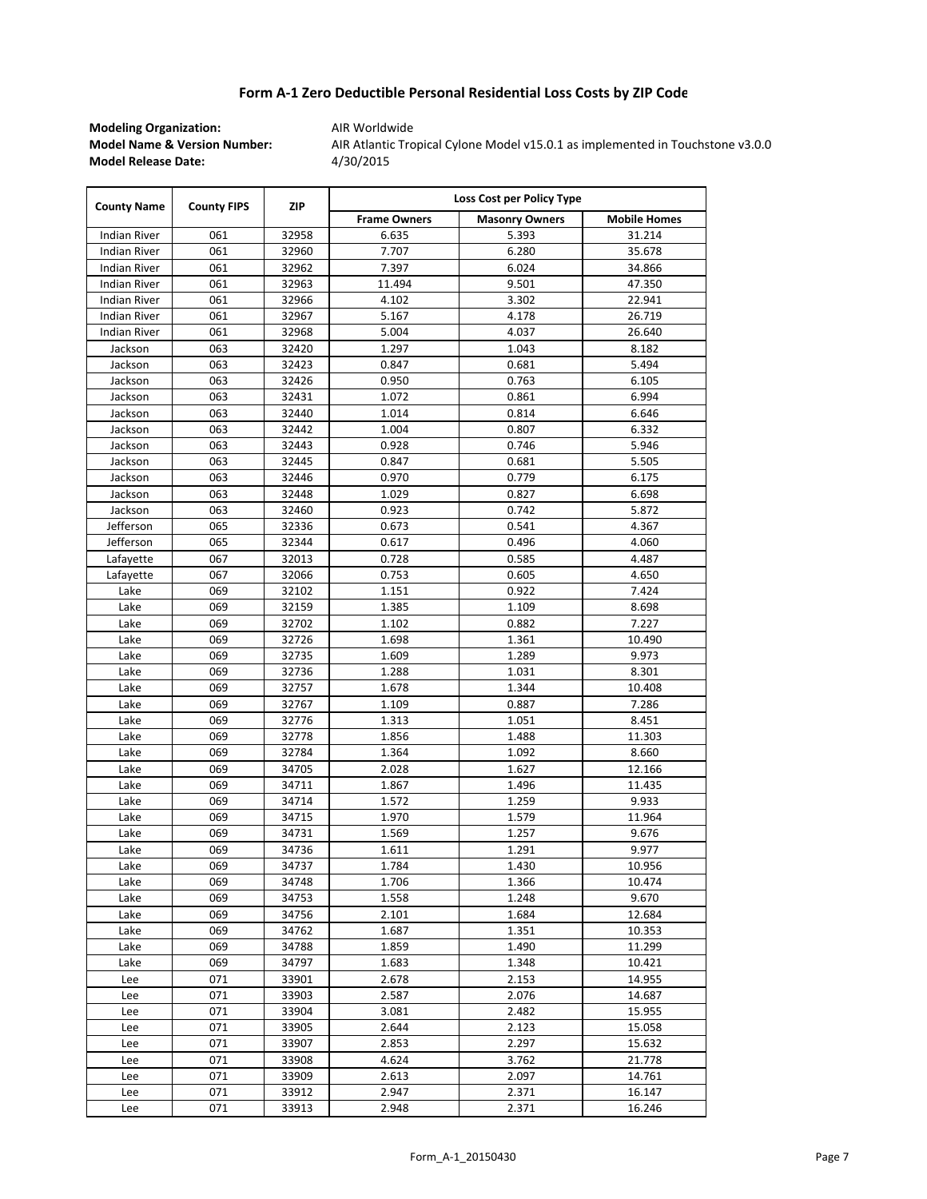## Form A-1 Zero Deductible Personal Residential Loss Costs by ZIP Code

**Modeling Organization:** AIR Worldwide
**Model Name & Version Number:** AIR Atlantic Tropical Cylone Model v15.0.1 as implemented in Touchstone v3.0.0
**Model Release Date:** 4/30/2015

| County Name | County FIPS | ZIP | Loss Cost per Policy Type | | |
|---|---|---|---|---|---|
| | | | Frame Owners | Masonry Owners | Mobile Homes |
| Indian River | 061 | 32958 | 6.635 | 5.393 | 31.214 |
| Indian River | 061 | 32960 | 7.707 | 6.280 | 35.678 |
| Indian River | 061 | 32962 | 7.397 | 6.024 | 34.866 |
| Indian River | 061 | 32963 | 11.494 | 9.501 | 47.350 |
| Indian River | 061 | 32966 | 4.102 | 3.302 | 22.941 |
| Indian River | 061 | 32967 | 5.167 | 4.178 | 26.719 |
| Indian River | 061 | 32968 | 5.004 | 4.037 | 26.640 |
| Jackson | 063 | 32420 | 1.297 | 1.043 | 8.182 |
| Jackson | 063 | 32423 | 0.847 | 0.681 | 5.494 |
| Jackson | 063 | 32426 | 0.950 | 0.763 | 6.105 |
| Jackson | 063 | 32431 | 1.072 | 0.861 | 6.994 |
| Jackson | 063 | 32440 | 1.014 | 0.814 | 6.646 |
| Jackson | 063 | 32442 | 1.004 | 0.807 | 6.332 |
| Jackson | 063 | 32443 | 0.928 | 0.746 | 5.946 |
| Jackson | 063 | 32445 | 0.847 | 0.681 | 5.505 |
| Jackson | 063 | 32446 | 0.970 | 0.779 | 6.175 |
| Jackson | 063 | 32448 | 1.029 | 0.827 | 6.698 |
| Jackson | 063 | 32460 | 0.923 | 0.742 | 5.872 |
| Jefferson | 065 | 32336 | 0.673 | 0.541 | 4.367 |
| Jefferson | 065 | 32344 | 0.617 | 0.496 | 4.060 |
| Lafayette | 067 | 32013 | 0.728 | 0.585 | 4.487 |
| Lafayette | 067 | 32066 | 0.753 | 0.605 | 4.650 |
| Lake | 069 | 32102 | 1.151 | 0.922 | 7.424 |
| Lake | 069 | 32159 | 1.385 | 1.109 | 8.698 |
| Lake | 069 | 32702 | 1.102 | 0.882 | 7.227 |
| Lake | 069 | 32726 | 1.698 | 1.361 | 10.490 |
| Lake | 069 | 32735 | 1.609 | 1.289 | 9.973 |
| Lake | 069 | 32736 | 1.288 | 1.031 | 8.301 |
| Lake | 069 | 32757 | 1.678 | 1.344 | 10.408 |
| Lake | 069 | 32767 | 1.109 | 0.887 | 7.286 |
| Lake | 069 | 32776 | 1.313 | 1.051 | 8.451 |
| Lake | 069 | 32778 | 1.856 | 1.488 | 11.303 |
| Lake | 069 | 32784 | 1.364 | 1.092 | 8.660 |
| Lake | 069 | 34705 | 2.028 | 1.627 | 12.166 |
| Lake | 069 | 34711 | 1.867 | 1.496 | 11.435 |
| Lake | 069 | 34714 | 1.572 | 1.259 | 9.933 |
| Lake | 069 | 34715 | 1.970 | 1.579 | 11.964 |
| Lake | 069 | 34731 | 1.569 | 1.257 | 9.676 |
| Lake | 069 | 34736 | 1.611 | 1.291 | 9.977 |
| Lake | 069 | 34737 | 1.784 | 1.430 | 10.956 |
| Lake | 069 | 34748 | 1.706 | 1.366 | 10.474 |
| Lake | 069 | 34753 | 1.558 | 1.248 | 9.670 |
| Lake | 069 | 34756 | 2.101 | 1.684 | 12.684 |
| Lake | 069 | 34762 | 1.687 | 1.351 | 10.353 |
| Lake | 069 | 34788 | 1.859 | 1.490 | 11.299 |
| Lake | 069 | 34797 | 1.683 | 1.348 | 10.421 |
| Lee | 071 | 33901 | 2.678 | 2.153 | 14.955 |
| Lee | 071 | 33903 | 2.587 | 2.076 | 14.687 |
| Lee | 071 | 33904 | 3.081 | 2.482 | 15.955 |
| Lee | 071 | 33905 | 2.644 | 2.123 | 15.058 |
| Lee | 071 | 33907 | 2.853 | 2.297 | 15.632 |
| Lee | 071 | 33908 | 4.624 | 3.762 | 21.778 |
| Lee | 071 | 33909 | 2.613 | 2.097 | 14.761 |
| Lee | 071 | 33912 | 2.947 | 2.371 | 16.147 |
| Lee | 071 | 33913 | 2.948 | 2.371 | 16.246 |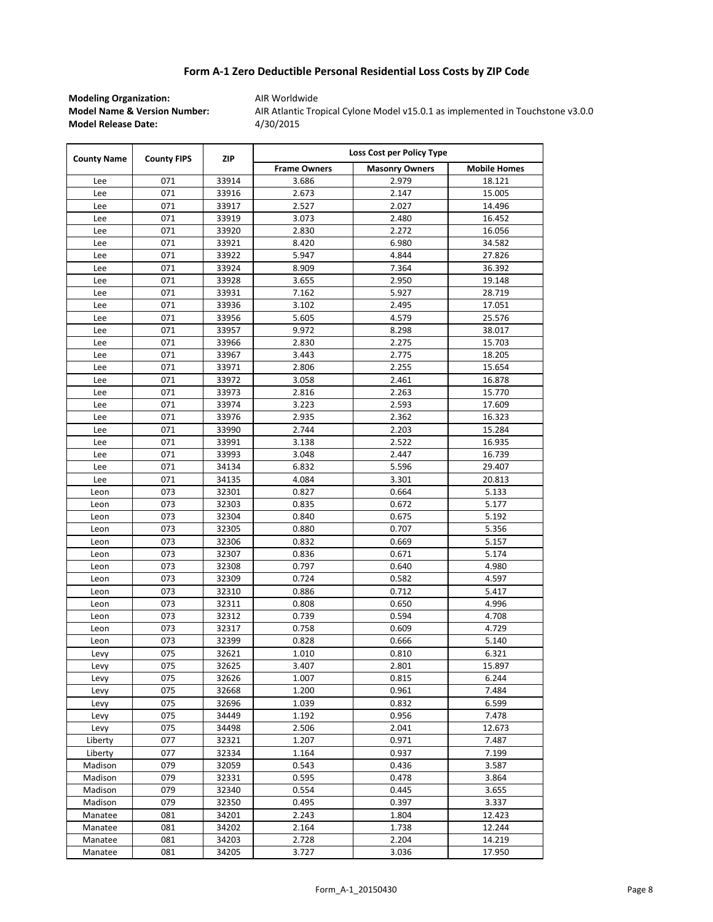# Form A-1 Zero Deductible Personal Residential Loss Costs by ZIP Code

**Modeling Organization:** AIR Worldwide
**Model Name & Version Number:** AIR Atlantic Tropical Cylone Model v15.0.1 as implemented in Touchstone v3.0.0
**Model Release Date:** 4/30/2015

| County Name | County FIPS | ZIP | Loss Cost per Policy Type | | |
|---|---|---|---|---|---|
| | | | Frame Owners | Masonry Owners | Mobile Homes |
| Lee | 071 | 33914 | 3.686 | 2.979 | 18.121 |
| Lee | 071 | 33916 | 2.673 | 2.147 | 15.005 |
| Lee | 071 | 33917 | 2.527 | 2.027 | 14.496 |
| Lee | 071 | 33919 | 3.073 | 2.480 | 16.452 |
| Lee | 071 | 33920 | 2.830 | 2.272 | 16.056 |
| Lee | 071 | 33921 | 8.420 | 6.980 | 34.582 |
| Lee | 071 | 33922 | 5.947 | 4.844 | 27.826 |
| Lee | 071 | 33924 | 8.909 | 7.364 | 36.392 |
| Lee | 071 | 33928 | 3.655 | 2.950 | 19.148 |
| Lee | 071 | 33931 | 7.162 | 5.927 | 28.719 |
| Lee | 071 | 33936 | 3.102 | 2.495 | 17.051 |
| Lee | 071 | 33956 | 5.605 | 4.579 | 25.576 |
| Lee | 071 | 33957 | 9.972 | 8.298 | 38.017 |
| Lee | 071 | 33966 | 2.830 | 2.275 | 15.703 |
| Lee | 071 | 33967 | 3.443 | 2.775 | 18.205 |
| Lee | 071 | 33971 | 2.806 | 2.255 | 15.654 |
| Lee | 071 | 33972 | 3.058 | 2.461 | 16.878 |
| Lee | 071 | 33973 | 2.816 | 2.263 | 15.770 |
| Lee | 071 | 33974 | 3.223 | 2.593 | 17.609 |
| Lee | 071 | 33976 | 2.935 | 2.362 | 16.323 |
| Lee | 071 | 33990 | 2.744 | 2.203 | 15.284 |
| Lee | 071 | 33991 | 3.138 | 2.522 | 16.935 |
| Lee | 071 | 33993 | 3.048 | 2.447 | 16.739 |
| Lee | 071 | 34134 | 6.832 | 5.596 | 29.407 |
| Lee | 071 | 34135 | 4.084 | 3.301 | 20.813 |
| Leon | 073 | 32301 | 0.827 | 0.664 | 5.133 |
| Leon | 073 | 32303 | 0.835 | 0.672 | 5.177 |
| Leon | 073 | 32304 | 0.840 | 0.675 | 5.192 |
| Leon | 073 | 32305 | 0.880 | 0.707 | 5.356 |
| Leon | 073 | 32306 | 0.832 | 0.669 | 5.157 |
| Leon | 073 | 32307 | 0.836 | 0.671 | 5.174 |
| Leon | 073 | 32308 | 0.797 | 0.640 | 4.980 |
| Leon | 073 | 32309 | 0.724 | 0.582 | 4.597 |
| Leon | 073 | 32310 | 0.886 | 0.712 | 5.417 |
| Leon | 073 | 32311 | 0.808 | 0.650 | 4.996 |
| Leon | 073 | 32312 | 0.739 | 0.594 | 4.708 |
| Leon | 073 | 32317 | 0.758 | 0.609 | 4.729 |
| Leon | 073 | 32399 | 0.828 | 0.666 | 5.140 |
| Levy | 075 | 32621 | 1.010 | 0.810 | 6.321 |
| Levy | 075 | 32625 | 3.407 | 2.801 | 15.897 |
| Levy | 075 | 32626 | 1.007 | 0.815 | 6.244 |
| Levy | 075 | 32668 | 1.200 | 0.961 | 7.484 |
| Levy | 075 | 32696 | 1.039 | 0.832 | 6.599 |
| Levy | 075 | 34449 | 1.192 | 0.956 | 7.478 |
| Levy | 075 | 34498 | 2.506 | 2.041 | 12.673 |
| Liberty | 077 | 32321 | 1.207 | 0.971 | 7.487 |
| Liberty | 077 | 32334 | 1.164 | 0.937 | 7.199 |
| Madison | 079 | 32059 | 0.543 | 0.436 | 3.587 |
| Madison | 079 | 32331 | 0.595 | 0.478 | 3.864 |
| Madison | 079 | 32340 | 0.554 | 0.445 | 3.655 |
| Madison | 079 | 32350 | 0.495 | 0.397 | 3.337 |
| Manatee | 081 | 34201 | 2.243 | 1.804 | 12.423 |
| Manatee | 081 | 34202 | 2.164 | 1.738 | 12.244 |
| Manatee | 081 | 34203 | 2.728 | 2.204 | 14.219 |
| Manatee | 081 | 34205 | 3.727 | 3.036 | 17.950 |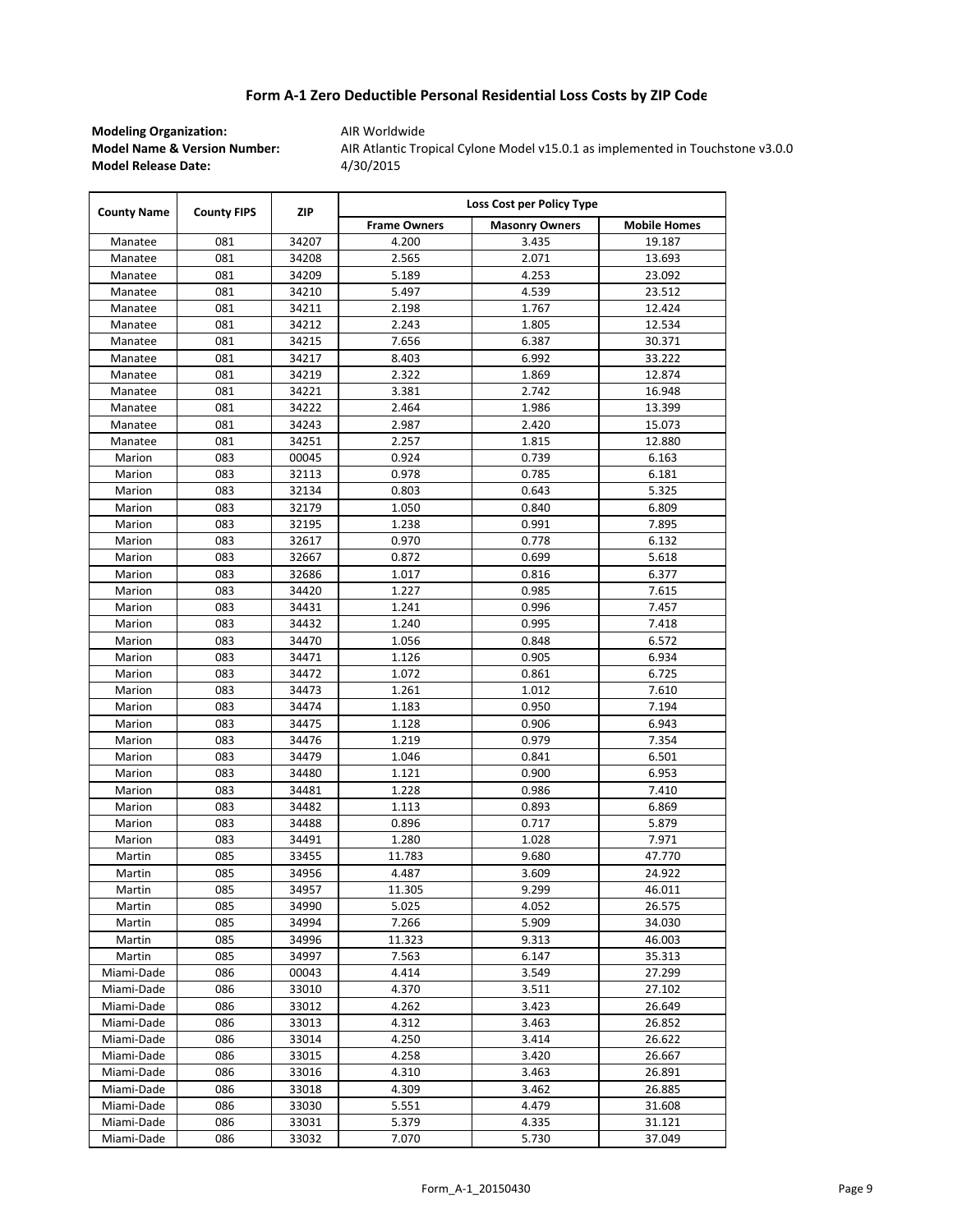# Form A-1 Zero Deductible Personal Residential Loss Costs by ZIP Code

**Modeling Organization:** AIR Worldwide
**Model Name & Version Number:** AIR Atlantic Tropical Cylone Model v15.0.1 as implemented in Touchstone v3.0.0
**Model Release Date:** 4/30/2015

| County Name | County FIPS | ZIP | Loss Cost per Policy Type | | |
|---|---|---|---|---|---|
| | | | Frame Owners | Masonry Owners | Mobile Homes |
| Manatee | 081 | 34207 | 4.200 | 3.435 | 19.187 |
| Manatee | 081 | 34208 | 2.565 | 2.071 | 13.693 |
| Manatee | 081 | 34209 | 5.189 | 4.253 | 23.092 |
| Manatee | 081 | 34210 | 5.497 | 4.539 | 23.512 |
| Manatee | 081 | 34211 | 2.198 | 1.767 | 12.424 |
| Manatee | 081 | 34212 | 2.243 | 1.805 | 12.534 |
| Manatee | 081 | 34215 | 7.656 | 6.387 | 30.371 |
| Manatee | 081 | 34217 | 8.403 | 6.992 | 33.222 |
| Manatee | 081 | 34219 | 2.322 | 1.869 | 12.874 |
| Manatee | 081 | 34221 | 3.381 | 2.742 | 16.948 |
| Manatee | 081 | 34222 | 2.464 | 1.986 | 13.399 |
| Manatee | 081 | 34243 | 2.987 | 2.420 | 15.073 |
| Manatee | 081 | 34251 | 2.257 | 1.815 | 12.880 |
| Marion | 083 | 00045 | 0.924 | 0.739 | 6.163 |
| Marion | 083 | 32113 | 0.978 | 0.785 | 6.181 |
| Marion | 083 | 32134 | 0.803 | 0.643 | 5.325 |
| Marion | 083 | 32179 | 1.050 | 0.840 | 6.809 |
| Marion | 083 | 32195 | 1.238 | 0.991 | 7.895 |
| Marion | 083 | 32617 | 0.970 | 0.778 | 6.132 |
| Marion | 083 | 32667 | 0.872 | 0.699 | 5.618 |
| Marion | 083 | 32686 | 1.017 | 0.816 | 6.377 |
| Marion | 083 | 34420 | 1.227 | 0.985 | 7.615 |
| Marion | 083 | 34431 | 1.241 | 0.996 | 7.457 |
| Marion | 083 | 34432 | 1.240 | 0.995 | 7.418 |
| Marion | 083 | 34470 | 1.056 | 0.848 | 6.572 |
| Marion | 083 | 34471 | 1.126 | 0.905 | 6.934 |
| Marion | 083 | 34472 | 1.072 | 0.861 | 6.725 |
| Marion | 083 | 34473 | 1.261 | 1.012 | 7.610 |
| Marion | 083 | 34474 | 1.183 | 0.950 | 7.194 |
| Marion | 083 | 34475 | 1.128 | 0.906 | 6.943 |
| Marion | 083 | 34476 | 1.219 | 0.979 | 7.354 |
| Marion | 083 | 34479 | 1.046 | 0.841 | 6.501 |
| Marion | 083 | 34480 | 1.121 | 0.900 | 6.953 |
| Marion | 083 | 34481 | 1.228 | 0.986 | 7.410 |
| Marion | 083 | 34482 | 1.113 | 0.893 | 6.869 |
| Marion | 083 | 34488 | 0.896 | 0.717 | 5.879 |
| Marion | 083 | 34491 | 1.280 | 1.028 | 7.971 |
| Martin | 085 | 33455 | 11.783 | 9.680 | 47.770 |
| Martin | 085 | 34956 | 4.487 | 3.609 | 24.922 |
| Martin | 085 | 34957 | 11.305 | 9.299 | 46.011 |
| Martin | 085 | 34990 | 5.025 | 4.052 | 26.575 |
| Martin | 085 | 34994 | 7.266 | 5.909 | 34.030 |
| Martin | 085 | 34996 | 11.323 | 9.313 | 46.003 |
| Martin | 085 | 34997 | 7.563 | 6.147 | 35.313 |
| Miami-Dade | 086 | 00043 | 4.414 | 3.549 | 27.299 |
| Miami-Dade | 086 | 33010 | 4.370 | 3.511 | 27.102 |
| Miami-Dade | 086 | 33012 | 4.262 | 3.423 | 26.649 |
| Miami-Dade | 086 | 33013 | 4.312 | 3.463 | 26.852 |
| Miami-Dade | 086 | 33014 | 4.250 | 3.414 | 26.622 |
| Miami-Dade | 086 | 33015 | 4.258 | 3.420 | 26.667 |
| Miami-Dade | 086 | 33016 | 4.310 | 3.463 | 26.891 |
| Miami-Dade | 086 | 33018 | 4.309 | 3.462 | 26.885 |
| Miami-Dade | 086 | 33030 | 5.551 | 4.479 | 31.608 |
| Miami-Dade | 086 | 33031 | 5.379 | 4.335 | 31.121 |
| Miami-Dade | 086 | 33032 | 7.070 | 5.730 | 37.049 |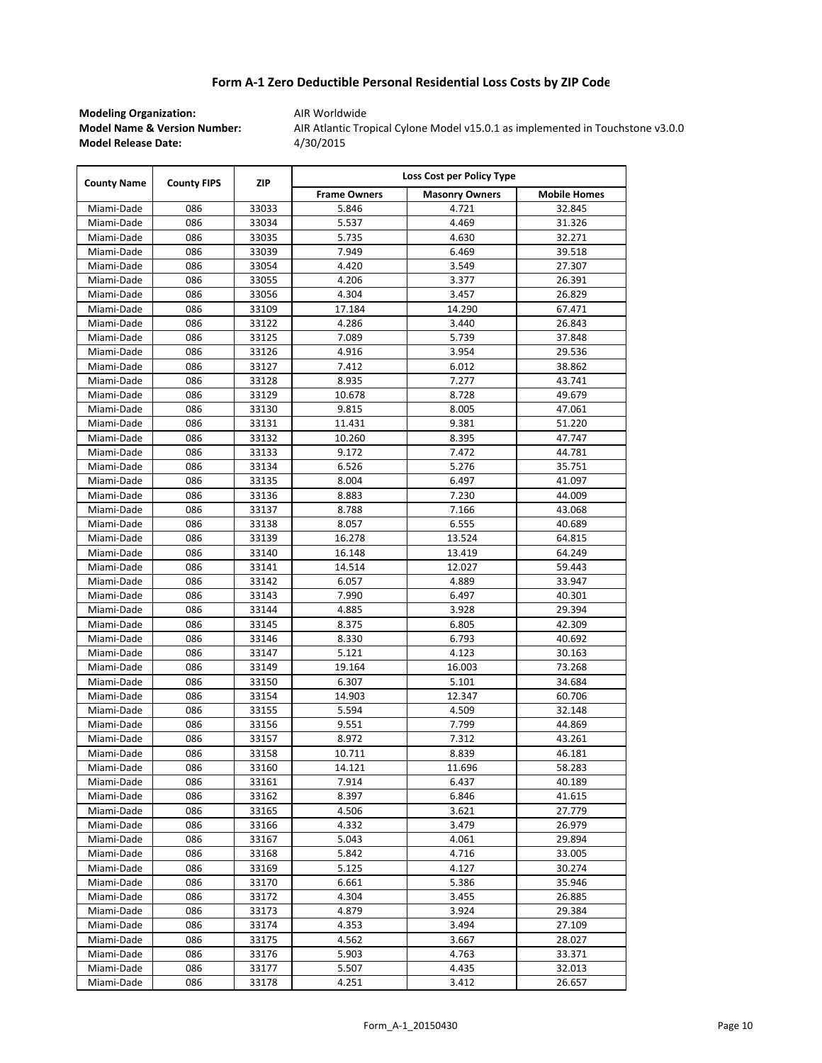# Form A-1 Zero Deductible Personal Residential Loss Costs by ZIP Code

**Modeling Organization:** AIR Worldwide
**Model Name & Version Number:** AIR Atlantic Tropical Cylone Model v15.0.1 as implemented in Touchstone v3.0.0
**Model Release Date:** 4/30/2015

| County Name | County FIPS | ZIP | Loss Cost per Policy Type | | |
|---|---|---|---|---|---|
| | | | Frame Owners | Masonry Owners | Mobile Homes |
| Miami-Dade | 086 | 33033 | 5.846 | 4.721 | 32.845 |
| Miami-Dade | 086 | 33034 | 5.537 | 4.469 | 31.326 |
| Miami-Dade | 086 | 33035 | 5.735 | 4.630 | 32.271 |
| Miami-Dade | 086 | 33039 | 7.949 | 6.469 | 39.518 |
| Miami-Dade | 086 | 33054 | 4.420 | 3.549 | 27.307 |
| Miami-Dade | 086 | 33055 | 4.206 | 3.377 | 26.391 |
| Miami-Dade | 086 | 33056 | 4.304 | 3.457 | 26.829 |
| Miami-Dade | 086 | 33109 | 17.184 | 14.290 | 67.471 |
| Miami-Dade | 086 | 33122 | 4.286 | 3.440 | 26.843 |
| Miami-Dade | 086 | 33125 | 7.089 | 5.739 | 37.848 |
| Miami-Dade | 086 | 33126 | 4.916 | 3.954 | 29.536 |
| Miami-Dade | 086 | 33127 | 7.412 | 6.012 | 38.862 |
| Miami-Dade | 086 | 33128 | 8.935 | 7.277 | 43.741 |
| Miami-Dade | 086 | 33129 | 10.678 | 8.728 | 49.679 |
| Miami-Dade | 086 | 33130 | 9.815 | 8.005 | 47.061 |
| Miami-Dade | 086 | 33131 | 11.431 | 9.381 | 51.220 |
| Miami-Dade | 086 | 33132 | 10.260 | 8.395 | 47.747 |
| Miami-Dade | 086 | 33133 | 9.172 | 7.472 | 44.781 |
| Miami-Dade | 086 | 33134 | 6.526 | 5.276 | 35.751 |
| Miami-Dade | 086 | 33135 | 8.004 | 6.497 | 41.097 |
| Miami-Dade | 086 | 33136 | 8.883 | 7.230 | 44.009 |
| Miami-Dade | 086 | 33137 | 8.788 | 7.166 | 43.068 |
| Miami-Dade | 086 | 33138 | 8.057 | 6.555 | 40.689 |
| Miami-Dade | 086 | 33139 | 16.278 | 13.524 | 64.815 |
| Miami-Dade | 086 | 33140 | 16.148 | 13.419 | 64.249 |
| Miami-Dade | 086 | 33141 | 14.514 | 12.027 | 59.443 |
| Miami-Dade | 086 | 33142 | 6.057 | 4.889 | 33.947 |
| Miami-Dade | 086 | 33143 | 7.990 | 6.497 | 40.301 |
| Miami-Dade | 086 | 33144 | 4.885 | 3.928 | 29.394 |
| Miami-Dade | 086 | 33145 | 8.375 | 6.805 | 42.309 |
| Miami-Dade | 086 | 33146 | 8.330 | 6.793 | 40.692 |
| Miami-Dade | 086 | 33147 | 5.121 | 4.123 | 30.163 |
| Miami-Dade | 086 | 33149 | 19.164 | 16.003 | 73.268 |
| Miami-Dade | 086 | 33150 | 6.307 | 5.101 | 34.684 |
| Miami-Dade | 086 | 33154 | 14.903 | 12.347 | 60.706 |
| Miami-Dade | 086 | 33155 | 5.594 | 4.509 | 32.148 |
| Miami-Dade | 086 | 33156 | 9.551 | 7.799 | 44.869 |
| Miami-Dade | 086 | 33157 | 8.972 | 7.312 | 43.261 |
| Miami-Dade | 086 | 33158 | 10.711 | 8.839 | 46.181 |
| Miami-Dade | 086 | 33160 | 14.121 | 11.696 | 58.283 |
| Miami-Dade | 086 | 33161 | 7.914 | 6.437 | 40.189 |
| Miami-Dade | 086 | 33162 | 8.397 | 6.846 | 41.615 |
| Miami-Dade | 086 | 33165 | 4.506 | 3.621 | 27.779 |
| Miami-Dade | 086 | 33166 | 4.332 | 3.479 | 26.979 |
| Miami-Dade | 086 | 33167 | 5.043 | 4.061 | 29.894 |
| Miami-Dade | 086 | 33168 | 5.842 | 4.716 | 33.005 |
| Miami-Dade | 086 | 33169 | 5.125 | 4.127 | 30.274 |
| Miami-Dade | 086 | 33170 | 6.661 | 5.386 | 35.946 |
| Miami-Dade | 086 | 33172 | 4.304 | 3.455 | 26.885 |
| Miami-Dade | 086 | 33173 | 4.879 | 3.924 | 29.384 |
| Miami-Dade | 086 | 33174 | 4.353 | 3.494 | 27.109 |
| Miami-Dade | 086 | 33175 | 4.562 | 3.667 | 28.027 |
| Miami-Dade | 086 | 33176 | 5.903 | 4.763 | 33.371 |
| Miami-Dade | 086 | 33177 | 5.507 | 4.435 | 32.013 |
| Miami-Dade | 086 | 33178 | 4.251 | 3.412 | 26.657 |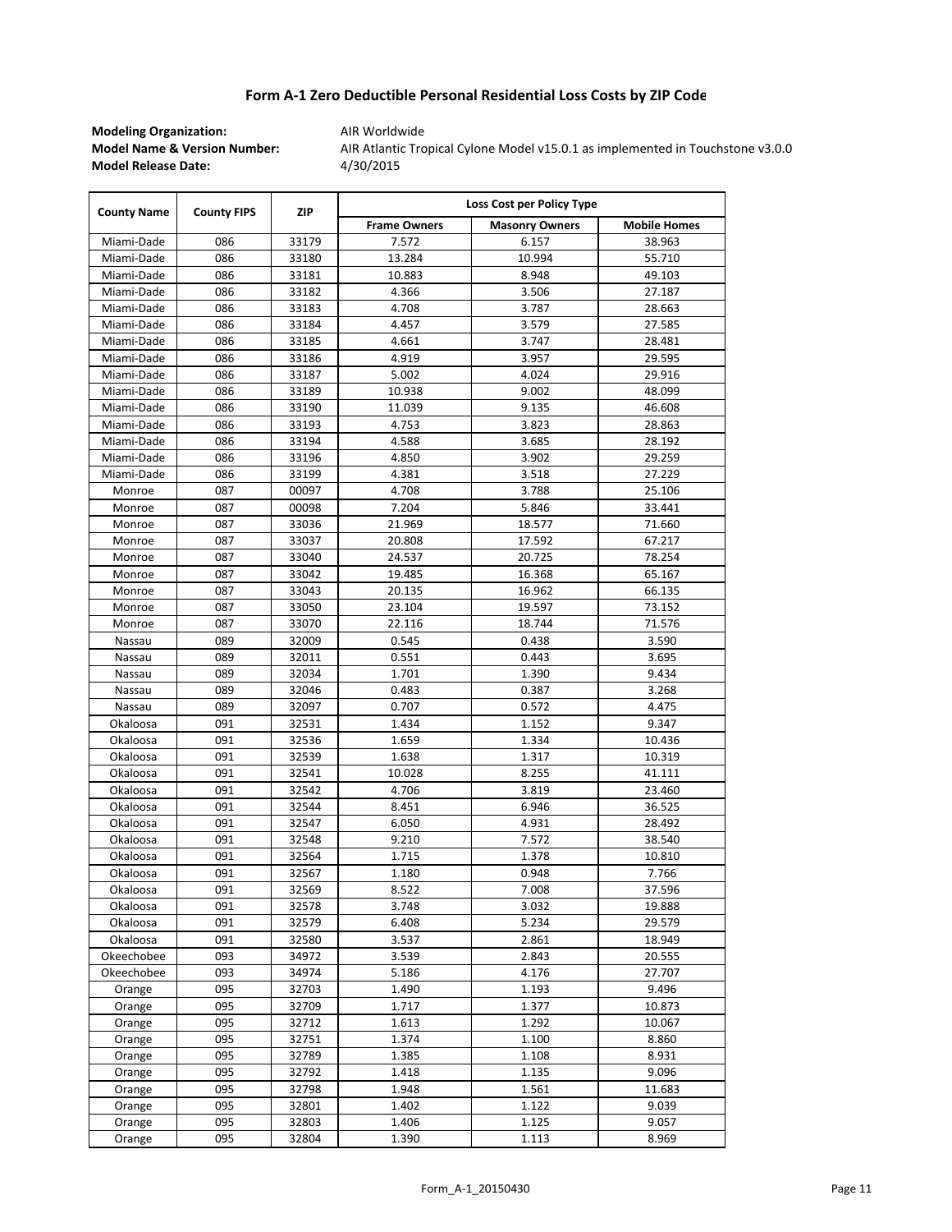# Form A-1 Zero Deductible Personal Residential Loss Costs by ZIP Code

**Modeling Organization:** AIR Worldwide
**Model Name & Version Number:** AIR Atlantic Tropical Cylone Model v15.0.1 as implemented in Touchstone v3.0.0
**Model Release Date:** 4/30/2015

| County Name | County FIPS | ZIP | Loss Cost per Policy Type | | |
|---|---|---|---|---|---|
| | | | Frame Owners | Masonry Owners | Mobile Homes |
| Miami-Dade | 086 | 33179 | 7.572 | 6.157 | 38.963 |
| Miami-Dade | 086 | 33180 | 13.284 | 10.994 | 55.710 |
| Miami-Dade | 086 | 33181 | 10.883 | 8.948 | 49.103 |
| Miami-Dade | 086 | 33182 | 4.366 | 3.506 | 27.187 |
| Miami-Dade | 086 | 33183 | 4.708 | 3.787 | 28.663 |
| Miami-Dade | 086 | 33184 | 4.457 | 3.579 | 27.585 |
| Miami-Dade | 086 | 33185 | 4.661 | 3.747 | 28.481 |
| Miami-Dade | 086 | 33186 | 4.919 | 3.957 | 29.595 |
| Miami-Dade | 086 | 33187 | 5.002 | 4.024 | 29.916 |
| Miami-Dade | 086 | 33189 | 10.938 | 9.002 | 48.099 |
| Miami-Dade | 086 | 33190 | 11.039 | 9.135 | 46.608 |
| Miami-Dade | 086 | 33193 | 4.753 | 3.823 | 28.863 |
| Miami-Dade | 086 | 33194 | 4.588 | 3.685 | 28.192 |
| Miami-Dade | 086 | 33196 | 4.850 | 3.902 | 29.259 |
| Miami-Dade | 086 | 33199 | 4.381 | 3.518 | 27.229 |
| Monroe | 087 | 00097 | 4.708 | 3.788 | 25.106 |
| Monroe | 087 | 00098 | 7.204 | 5.846 | 33.441 |
| Monroe | 087 | 33036 | 21.969 | 18.577 | 71.660 |
| Monroe | 087 | 33037 | 20.808 | 17.592 | 67.217 |
| Monroe | 087 | 33040 | 24.537 | 20.725 | 78.254 |
| Monroe | 087 | 33042 | 19.485 | 16.368 | 65.167 |
| Monroe | 087 | 33043 | 20.135 | 16.962 | 66.135 |
| Monroe | 087 | 33050 | 23.104 | 19.597 | 73.152 |
| Monroe | 087 | 33070 | 22.116 | 18.744 | 71.576 |
| Nassau | 089 | 32009 | 0.545 | 0.438 | 3.590 |
| Nassau | 089 | 32011 | 0.551 | 0.443 | 3.695 |
| Nassau | 089 | 32034 | 1.701 | 1.390 | 9.434 |
| Nassau | 089 | 32046 | 0.483 | 0.387 | 3.268 |
| Nassau | 089 | 32097 | 0.707 | 0.572 | 4.475 |
| Okaloosa | 091 | 32531 | 1.434 | 1.152 | 9.347 |
| Okaloosa | 091 | 32536 | 1.659 | 1.334 | 10.436 |
| Okaloosa | 091 | 32539 | 1.638 | 1.317 | 10.319 |
| Okaloosa | 091 | 32541 | 10.028 | 8.255 | 41.111 |
| Okaloosa | 091 | 32542 | 4.706 | 3.819 | 23.460 |
| Okaloosa | 091 | 32544 | 8.451 | 6.946 | 36.525 |
| Okaloosa | 091 | 32547 | 6.050 | 4.931 | 28.492 |
| Okaloosa | 091 | 32548 | 9.210 | 7.572 | 38.540 |
| Okaloosa | 091 | 32564 | 1.715 | 1.378 | 10.810 |
| Okaloosa | 091 | 32567 | 1.180 | 0.948 | 7.766 |
| Okaloosa | 091 | 32569 | 8.522 | 7.008 | 37.596 |
| Okaloosa | 091 | 32578 | 3.748 | 3.032 | 19.888 |
| Okaloosa | 091 | 32579 | 6.408 | 5.234 | 29.579 |
| Okaloosa | 091 | 32580 | 3.537 | 2.861 | 18.949 |
| Okeechobee | 093 | 34972 | 3.539 | 2.843 | 20.555 |
| Okeechobee | 093 | 34974 | 5.186 | 4.176 | 27.707 |
| Orange | 095 | 32703 | 1.490 | 1.193 | 9.496 |
| Orange | 095 | 32709 | 1.717 | 1.377 | 10.873 |
| Orange | 095 | 32712 | 1.613 | 1.292 | 10.067 |
| Orange | 095 | 32751 | 1.374 | 1.100 | 8.860 |
| Orange | 095 | 32789 | 1.385 | 1.108 | 8.931 |
| Orange | 095 | 32792 | 1.418 | 1.135 | 9.096 |
| Orange | 095 | 32798 | 1.948 | 1.561 | 11.683 |
| Orange | 095 | 32801 | 1.402 | 1.122 | 9.039 |
| Orange | 095 | 32803 | 1.406 | 1.125 | 9.057 |
| Orange | 095 | 32804 | 1.390 | 1.113 | 8.969 |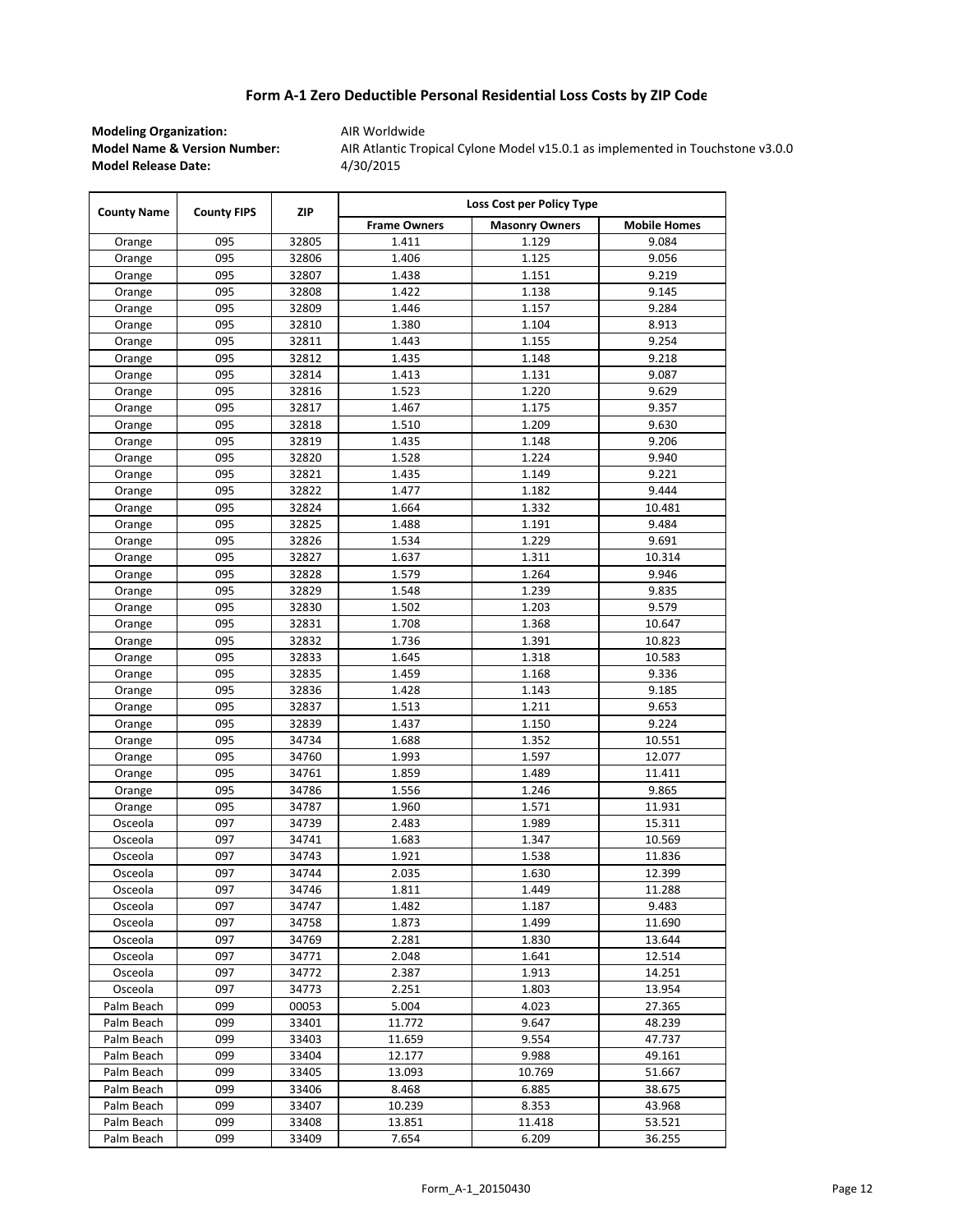# Form A-1 Zero Deductible Personal Residential Loss Costs by ZIP Code

**Modeling Organization:** AIR Worldwide
**Model Name & Version Number:** AIR Atlantic Tropical Cylone Model v15.0.1 as implemented in Touchstone v3.0.0
**Model Release Date:** 4/30/2015

| County Name | County FIPS | ZIP | Loss Cost per Policy Type | | |
|---|---|---|---|---|---|
| | | | Frame Owners | Masonry Owners | Mobile Homes |
| Orange | 095 | 32805 | 1.411 | 1.129 | 9.084 |
| Orange | 095 | 32806 | 1.406 | 1.125 | 9.056 |
| Orange | 095 | 32807 | 1.438 | 1.151 | 9.219 |
| Orange | 095 | 32808 | 1.422 | 1.138 | 9.145 |
| Orange | 095 | 32809 | 1.446 | 1.157 | 9.284 |
| Orange | 095 | 32810 | 1.380 | 1.104 | 8.913 |
| Orange | 095 | 32811 | 1.443 | 1.155 | 9.254 |
| Orange | 095 | 32812 | 1.435 | 1.148 | 9.218 |
| Orange | 095 | 32814 | 1.413 | 1.131 | 9.087 |
| Orange | 095 | 32816 | 1.523 | 1.220 | 9.629 |
| Orange | 095 | 32817 | 1.467 | 1.175 | 9.357 |
| Orange | 095 | 32818 | 1.510 | 1.209 | 9.630 |
| Orange | 095 | 32819 | 1.435 | 1.148 | 9.206 |
| Orange | 095 | 32820 | 1.528 | 1.224 | 9.940 |
| Orange | 095 | 32821 | 1.435 | 1.149 | 9.221 |
| Orange | 095 | 32822 | 1.477 | 1.182 | 9.444 |
| Orange | 095 | 32824 | 1.664 | 1.332 | 10.481 |
| Orange | 095 | 32825 | 1.488 | 1.191 | 9.484 |
| Orange | 095 | 32826 | 1.534 | 1.229 | 9.691 |
| Orange | 095 | 32827 | 1.637 | 1.311 | 10.314 |
| Orange | 095 | 32828 | 1.579 | 1.264 | 9.946 |
| Orange | 095 | 32829 | 1.548 | 1.239 | 9.835 |
| Orange | 095 | 32830 | 1.502 | 1.203 | 9.579 |
| Orange | 095 | 32831 | 1.708 | 1.368 | 10.647 |
| Orange | 095 | 32832 | 1.736 | 1.391 | 10.823 |
| Orange | 095 | 32833 | 1.645 | 1.318 | 10.583 |
| Orange | 095 | 32835 | 1.459 | 1.168 | 9.336 |
| Orange | 095 | 32836 | 1.428 | 1.143 | 9.185 |
| Orange | 095 | 32837 | 1.513 | 1.211 | 9.653 |
| Orange | 095 | 32839 | 1.437 | 1.150 | 9.224 |
| Orange | 095 | 34734 | 1.688 | 1.352 | 10.551 |
| Orange | 095 | 34760 | 1.993 | 1.597 | 12.077 |
| Orange | 095 | 34761 | 1.859 | 1.489 | 11.411 |
| Orange | 095 | 34786 | 1.556 | 1.246 | 9.865 |
| Orange | 095 | 34787 | 1.960 | 1.571 | 11.931 |
| Osceola | 097 | 34739 | 2.483 | 1.989 | 15.311 |
| Osceola | 097 | 34741 | 1.683 | 1.347 | 10.569 |
| Osceola | 097 | 34743 | 1.921 | 1.538 | 11.836 |
| Osceola | 097 | 34744 | 2.035 | 1.630 | 12.399 |
| Osceola | 097 | 34746 | 1.811 | 1.449 | 11.288 |
| Osceola | 097 | 34747 | 1.482 | 1.187 | 9.483 |
| Osceola | 097 | 34758 | 1.873 | 1.499 | 11.690 |
| Osceola | 097 | 34769 | 2.281 | 1.830 | 13.644 |
| Osceola | 097 | 34771 | 2.048 | 1.641 | 12.514 |
| Osceola | 097 | 34772 | 2.387 | 1.913 | 14.251 |
| Osceola | 097 | 34773 | 2.251 | 1.803 | 13.954 |
| Palm Beach | 099 | 00053 | 5.004 | 4.023 | 27.365 |
| Palm Beach | 099 | 33401 | 11.772 | 9.647 | 48.239 |
| Palm Beach | 099 | 33403 | 11.659 | 9.554 | 47.737 |
| Palm Beach | 099 | 33404 | 12.177 | 9.988 | 49.161 |
| Palm Beach | 099 | 33405 | 13.093 | 10.769 | 51.667 |
| Palm Beach | 099 | 33406 | 8.468 | 6.885 | 38.675 |
| Palm Beach | 099 | 33407 | 10.239 | 8.353 | 43.968 |
| Palm Beach | 099 | 33408 | 13.851 | 11.418 | 53.521 |
| Palm Beach | 099 | 33409 | 7.654 | 6.209 | 36.255 |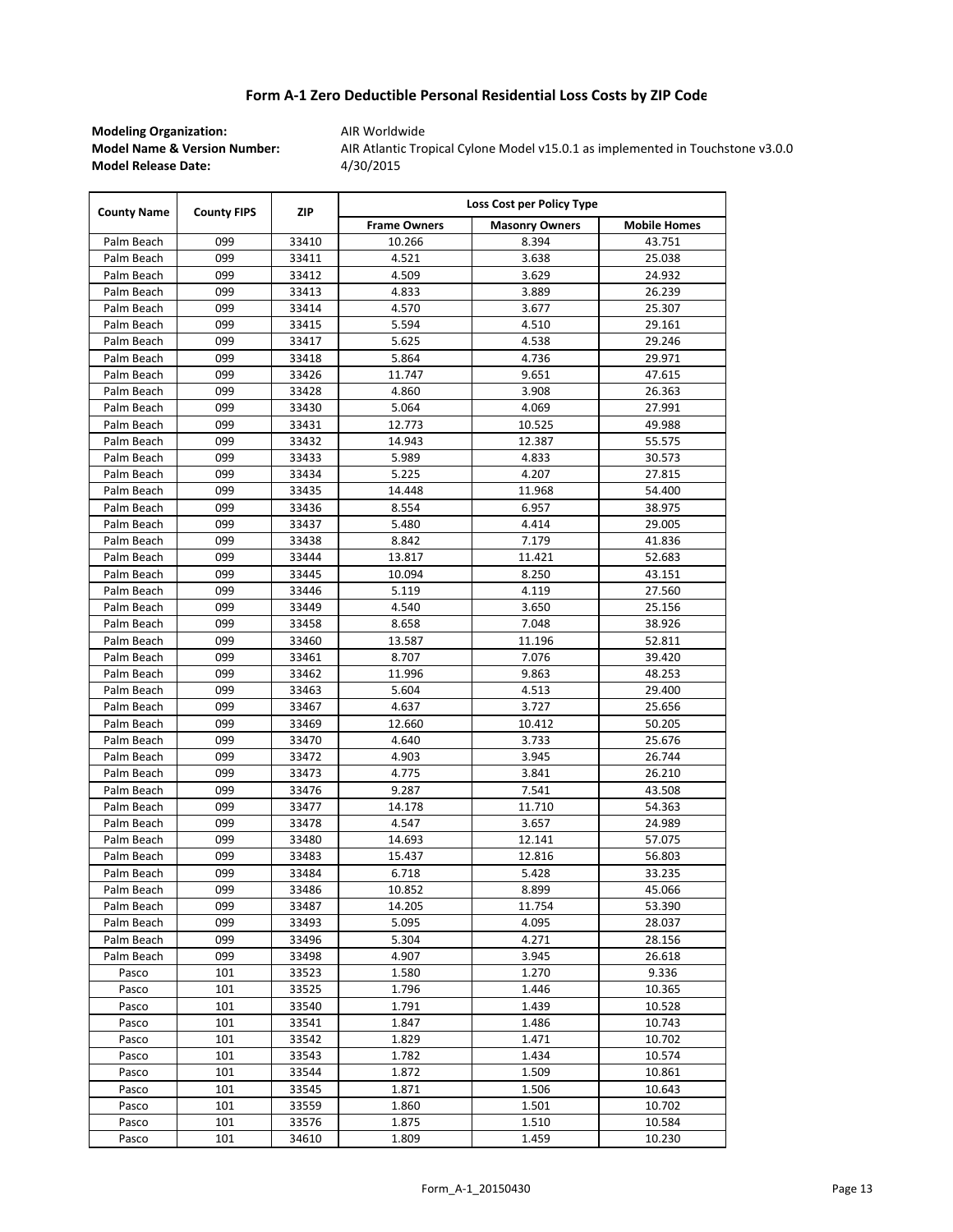# Form A-1 Zero Deductible Personal Residential Loss Costs by ZIP Code

**Modeling Organization:** AIR Worldwide
**Model Name & Version Number:** AIR Atlantic Tropical Cylone Model v15.0.1 as implemented in Touchstone v3.0.0
**Model Release Date:** 4/30/2015

| County Name | County FIPS | ZIP | Loss Cost per Policy Type | | |
|---|---|---|---|---|---|
| | | | Frame Owners | Masonry Owners | Mobile Homes |
| Palm Beach | 099 | 33410 | 10.266 | 8.394 | 43.751 |
| Palm Beach | 099 | 33411 | 4.521 | 3.638 | 25.038 |
| Palm Beach | 099 | 33412 | 4.509 | 3.629 | 24.932 |
| Palm Beach | 099 | 33413 | 4.833 | 3.889 | 26.239 |
| Palm Beach | 099 | 33414 | 4.570 | 3.677 | 25.307 |
| Palm Beach | 099 | 33415 | 5.594 | 4.510 | 29.161 |
| Palm Beach | 099 | 33417 | 5.625 | 4.538 | 29.246 |
| Palm Beach | 099 | 33418 | 5.864 | 4.736 | 29.971 |
| Palm Beach | 099 | 33426 | 11.747 | 9.651 | 47.615 |
| Palm Beach | 099 | 33428 | 4.860 | 3.908 | 26.363 |
| Palm Beach | 099 | 33430 | 5.064 | 4.069 | 27.991 |
| Palm Beach | 099 | 33431 | 12.773 | 10.525 | 49.988 |
| Palm Beach | 099 | 33432 | 14.943 | 12.387 | 55.575 |
| Palm Beach | 099 | 33433 | 5.989 | 4.833 | 30.573 |
| Palm Beach | 099 | 33434 | 5.225 | 4.207 | 27.815 |
| Palm Beach | 099 | 33435 | 14.448 | 11.968 | 54.400 |
| Palm Beach | 099 | 33436 | 8.554 | 6.957 | 38.975 |
| Palm Beach | 099 | 33437 | 5.480 | 4.414 | 29.005 |
| Palm Beach | 099 | 33438 | 8.842 | 7.179 | 41.836 |
| Palm Beach | 099 | 33444 | 13.817 | 11.421 | 52.683 |
| Palm Beach | 099 | 33445 | 10.094 | 8.250 | 43.151 |
| Palm Beach | 099 | 33446 | 5.119 | 4.119 | 27.560 |
| Palm Beach | 099 | 33449 | 4.540 | 3.650 | 25.156 |
| Palm Beach | 099 | 33458 | 8.658 | 7.048 | 38.926 |
| Palm Beach | 099 | 33460 | 13.587 | 11.196 | 52.811 |
| Palm Beach | 099 | 33461 | 8.707 | 7.076 | 39.420 |
| Palm Beach | 099 | 33462 | 11.996 | 9.863 | 48.253 |
| Palm Beach | 099 | 33463 | 5.604 | 4.513 | 29.400 |
| Palm Beach | 099 | 33467 | 4.637 | 3.727 | 25.656 |
| Palm Beach | 099 | 33469 | 12.660 | 10.412 | 50.205 |
| Palm Beach | 099 | 33470 | 4.640 | 3.733 | 25.676 |
| Palm Beach | 099 | 33472 | 4.903 | 3.945 | 26.744 |
| Palm Beach | 099 | 33473 | 4.775 | 3.841 | 26.210 |
| Palm Beach | 099 | 33476 | 9.287 | 7.541 | 43.508 |
| Palm Beach | 099 | 33477 | 14.178 | 11.710 | 54.363 |
| Palm Beach | 099 | 33478 | 4.547 | 3.657 | 24.989 |
| Palm Beach | 099 | 33480 | 14.693 | 12.141 | 57.075 |
| Palm Beach | 099 | 33483 | 15.437 | 12.816 | 56.803 |
| Palm Beach | 099 | 33484 | 6.718 | 5.428 | 33.235 |
| Palm Beach | 099 | 33486 | 10.852 | 8.899 | 45.066 |
| Palm Beach | 099 | 33487 | 14.205 | 11.754 | 53.390 |
| Palm Beach | 099 | 33493 | 5.095 | 4.095 | 28.037 |
| Palm Beach | 099 | 33496 | 5.304 | 4.271 | 28.156 |
| Palm Beach | 099 | 33498 | 4.907 | 3.945 | 26.618 |
| Pasco | 101 | 33523 | 1.580 | 1.270 | 9.336 |
| Pasco | 101 | 33525 | 1.796 | 1.446 | 10.365 |
| Pasco | 101 | 33540 | 1.791 | 1.439 | 10.528 |
| Pasco | 101 | 33541 | 1.847 | 1.486 | 10.743 |
| Pasco | 101 | 33542 | 1.829 | 1.471 | 10.702 |
| Pasco | 101 | 33543 | 1.782 | 1.434 | 10.574 |
| Pasco | 101 | 33544 | 1.872 | 1.509 | 10.861 |
| Pasco | 101 | 33545 | 1.871 | 1.506 | 10.643 |
| Pasco | 101 | 33559 | 1.860 | 1.501 | 10.702 |
| Pasco | 101 | 33576 | 1.875 | 1.510 | 10.584 |
| Pasco | 101 | 34610 | 1.809 | 1.459 | 10.230 |

Form_A-1_20150430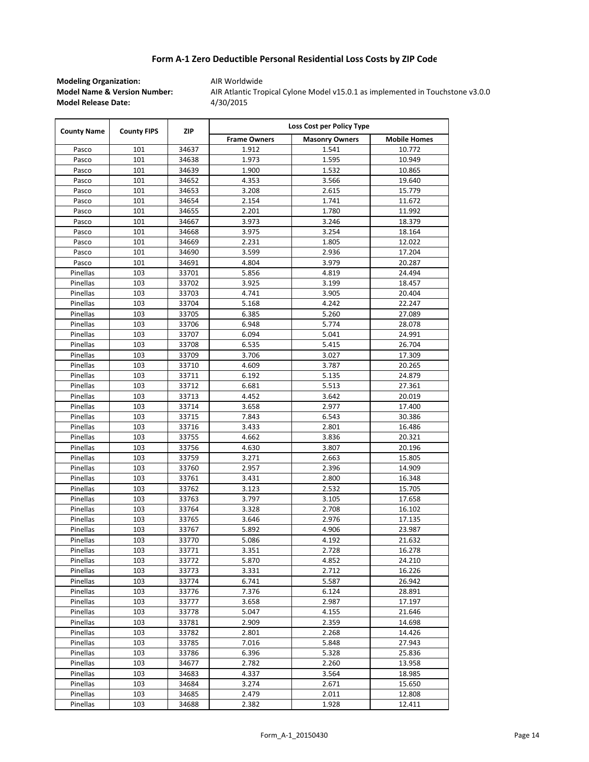# Form A-1 Zero Deductible Personal Residential Loss Costs by ZIP Code

**Modeling Organization:** AIR Worldwide
**Model Name & Version Number:** AIR Atlantic Tropical Cylone Model v15.0.1 as implemented in Touchstone v3.0.0
**Model Release Date:** 4/30/2015

| County Name | County FIPS | ZIP | Loss Cost per Policy Type | | |
|---|---|---|---|---|---|
| | | | Frame Owners | Masonry Owners | Mobile Homes |
| Pasco | 101 | 34637 | 1.912 | 1.541 | 10.772 |
| Pasco | 101 | 34638 | 1.973 | 1.595 | 10.949 |
| Pasco | 101 | 34639 | 1.900 | 1.532 | 10.865 |
| Pasco | 101 | 34652 | 4.353 | 3.566 | 19.640 |
| Pasco | 101 | 34653 | 3.208 | 2.615 | 15.779 |
| Pasco | 101 | 34654 | 2.154 | 1.741 | 11.672 |
| Pasco | 101 | 34655 | 2.201 | 1.780 | 11.992 |
| Pasco | 101 | 34667 | 3.973 | 3.246 | 18.379 |
| Pasco | 101 | 34668 | 3.975 | 3.254 | 18.164 |
| Pasco | 101 | 34669 | 2.231 | 1.805 | 12.022 |
| Pasco | 101 | 34690 | 3.599 | 2.936 | 17.204 |
| Pasco | 101 | 34691 | 4.804 | 3.979 | 20.287 |
| Pinellas | 103 | 33701 | 5.856 | 4.819 | 24.494 |
| Pinellas | 103 | 33702 | 3.925 | 3.199 | 18.457 |
| Pinellas | 103 | 33703 | 4.741 | 3.905 | 20.404 |
| Pinellas | 103 | 33704 | 5.168 | 4.242 | 22.247 |
| Pinellas | 103 | 33705 | 6.385 | 5.260 | 27.089 |
| Pinellas | 103 | 33706 | 6.948 | 5.774 | 28.078 |
| Pinellas | 103 | 33707 | 6.094 | 5.041 | 24.991 |
| Pinellas | 103 | 33708 | 6.535 | 5.415 | 26.704 |
| Pinellas | 103 | 33709 | 3.706 | 3.027 | 17.309 |
| Pinellas | 103 | 33710 | 4.609 | 3.787 | 20.265 |
| Pinellas | 103 | 33711 | 6.192 | 5.135 | 24.879 |
| Pinellas | 103 | 33712 | 6.681 | 5.513 | 27.361 |
| Pinellas | 103 | 33713 | 4.452 | 3.642 | 20.019 |
| Pinellas | 103 | 33714 | 3.658 | 2.977 | 17.400 |
| Pinellas | 103 | 33715 | 7.843 | 6.543 | 30.386 |
| Pinellas | 103 | 33716 | 3.433 | 2.801 | 16.486 |
| Pinellas | 103 | 33755 | 4.662 | 3.836 | 20.321 |
| Pinellas | 103 | 33756 | 4.630 | 3.807 | 20.196 |
| Pinellas | 103 | 33759 | 3.271 | 2.663 | 15.805 |
| Pinellas | 103 | 33760 | 2.957 | 2.396 | 14.909 |
| Pinellas | 103 | 33761 | 3.431 | 2.800 | 16.348 |
| Pinellas | 103 | 33762 | 3.123 | 2.532 | 15.705 |
| Pinellas | 103 | 33763 | 3.797 | 3.105 | 17.658 |
| Pinellas | 103 | 33764 | 3.328 | 2.708 | 16.102 |
| Pinellas | 103 | 33765 | 3.646 | 2.976 | 17.135 |
| Pinellas | 103 | 33767 | 5.892 | 4.906 | 23.987 |
| Pinellas | 103 | 33770 | 5.086 | 4.192 | 21.632 |
| Pinellas | 103 | 33771 | 3.351 | 2.728 | 16.278 |
| Pinellas | 103 | 33772 | 5.870 | 4.852 | 24.210 |
| Pinellas | 103 | 33773 | 3.331 | 2.712 | 16.226 |
| Pinellas | 103 | 33774 | 6.741 | 5.587 | 26.942 |
| Pinellas | 103 | 33776 | 7.376 | 6.124 | 28.891 |
| Pinellas | 103 | 33777 | 3.658 | 2.987 | 17.197 |
| Pinellas | 103 | 33778 | 5.047 | 4.155 | 21.646 |
| Pinellas | 103 | 33781 | 2.909 | 2.359 | 14.698 |
| Pinellas | 103 | 33782 | 2.801 | 2.268 | 14.426 |
| Pinellas | 103 | 33785 | 7.016 | 5.848 | 27.943 |
| Pinellas | 103 | 33786 | 6.396 | 5.328 | 25.836 |
| Pinellas | 103 | 34677 | 2.782 | 2.260 | 13.958 |
| Pinellas | 103 | 34683 | 4.337 | 3.564 | 18.985 |
| Pinellas | 103 | 34684 | 3.274 | 2.671 | 15.650 |
| Pinellas | 103 | 34685 | 2.479 | 2.011 | 12.808 |
| Pinellas | 103 | 34688 | 2.382 | 1.928 | 12.411 |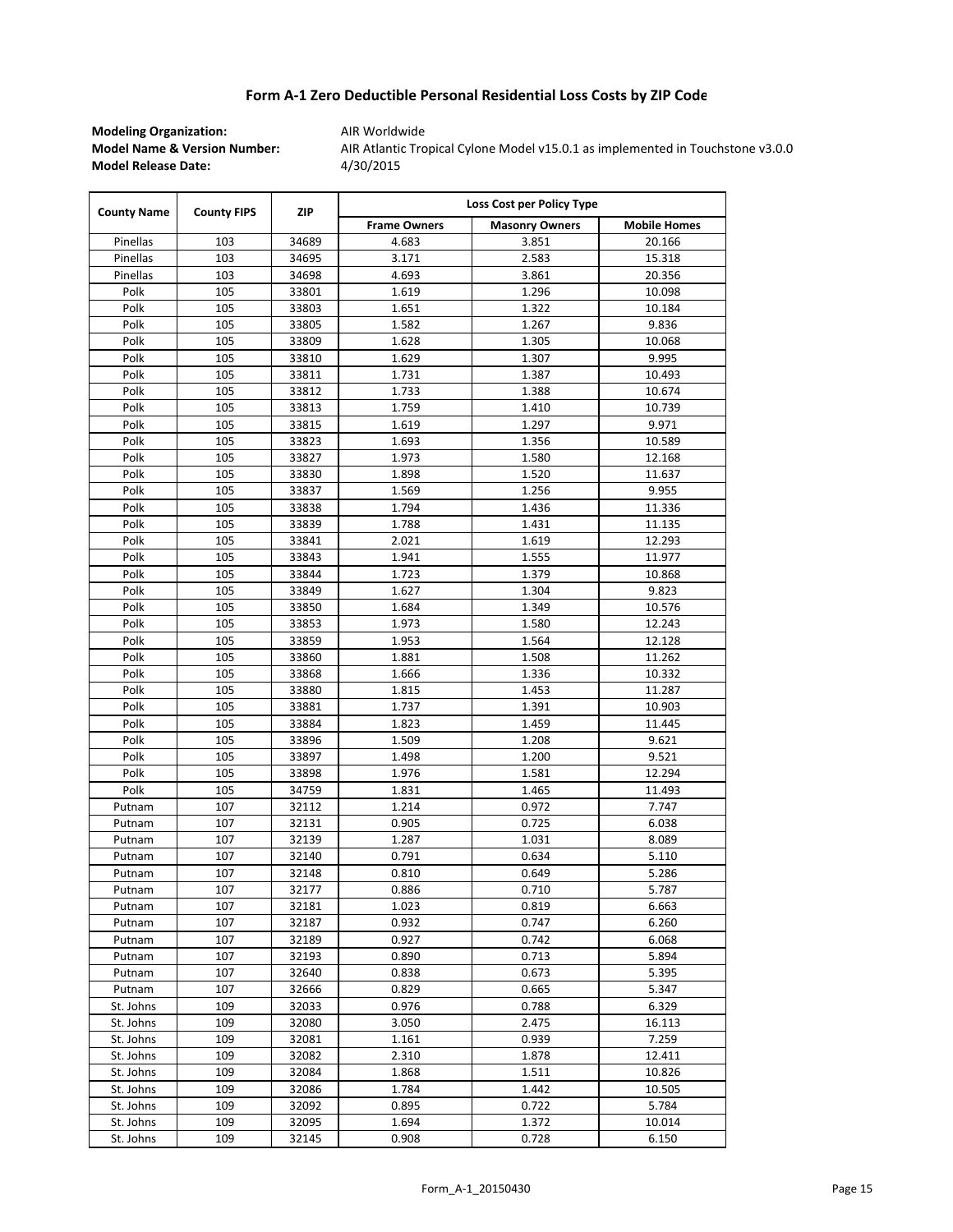# Form A-1 Zero Deductible Personal Residential Loss Costs by ZIP Code

**Modeling Organization:** AIR Worldwide
**Model Name & Version Number:** AIR Atlantic Tropical Cylone Model v15.0.1 as implemented in Touchstone v3.0.0
**Model Release Date:** 4/30/2015

| County Name | County FIPS | ZIP | Loss Cost per Policy Type | | |
|---|---|---|---|---|---|
| | | | Frame Owners | Masonry Owners | Mobile Homes |
| Pinellas | 103 | 34689 | 4.683 | 3.851 | 20.166 |
| Pinellas | 103 | 34695 | 3.171 | 2.583 | 15.318 |
| Pinellas | 103 | 34698 | 4.693 | 3.861 | 20.356 |
| Polk | 105 | 33801 | 1.619 | 1.296 | 10.098 |
| Polk | 105 | 33803 | 1.651 | 1.322 | 10.184 |
| Polk | 105 | 33805 | 1.582 | 1.267 | 9.836 |
| Polk | 105 | 33809 | 1.628 | 1.305 | 10.068 |
| Polk | 105 | 33810 | 1.629 | 1.307 | 9.995 |
| Polk | 105 | 33811 | 1.731 | 1.387 | 10.493 |
| Polk | 105 | 33812 | 1.733 | 1.388 | 10.674 |
| Polk | 105 | 33813 | 1.759 | 1.410 | 10.739 |
| Polk | 105 | 33815 | 1.619 | 1.297 | 9.971 |
| Polk | 105 | 33823 | 1.693 | 1.356 | 10.589 |
| Polk | 105 | 33827 | 1.973 | 1.580 | 12.168 |
| Polk | 105 | 33830 | 1.898 | 1.520 | 11.637 |
| Polk | 105 | 33837 | 1.569 | 1.256 | 9.955 |
| Polk | 105 | 33838 | 1.794 | 1.436 | 11.336 |
| Polk | 105 | 33839 | 1.788 | 1.431 | 11.135 |
| Polk | 105 | 33841 | 2.021 | 1.619 | 12.293 |
| Polk | 105 | 33843 | 1.941 | 1.555 | 11.977 |
| Polk | 105 | 33844 | 1.723 | 1.379 | 10.868 |
| Polk | 105 | 33849 | 1.627 | 1.304 | 9.823 |
| Polk | 105 | 33850 | 1.684 | 1.349 | 10.576 |
| Polk | 105 | 33853 | 1.973 | 1.580 | 12.243 |
| Polk | 105 | 33859 | 1.953 | 1.564 | 12.128 |
| Polk | 105 | 33860 | 1.881 | 1.508 | 11.262 |
| Polk | 105 | 33868 | 1.666 | 1.336 | 10.332 |
| Polk | 105 | 33880 | 1.815 | 1.453 | 11.287 |
| Polk | 105 | 33881 | 1.737 | 1.391 | 10.903 |
| Polk | 105 | 33884 | 1.823 | 1.459 | 11.445 |
| Polk | 105 | 33896 | 1.509 | 1.208 | 9.621 |
| Polk | 105 | 33897 | 1.498 | 1.200 | 9.521 |
| Polk | 105 | 33898 | 1.976 | 1.581 | 12.294 |
| Polk | 105 | 34759 | 1.831 | 1.465 | 11.493 |
| Putnam | 107 | 32112 | 1.214 | 0.972 | 7.747 |
| Putnam | 107 | 32131 | 0.905 | 0.725 | 6.038 |
| Putnam | 107 | 32139 | 1.287 | 1.031 | 8.089 |
| Putnam | 107 | 32140 | 0.791 | 0.634 | 5.110 |
| Putnam | 107 | 32148 | 0.810 | 0.649 | 5.286 |
| Putnam | 107 | 32177 | 0.886 | 0.710 | 5.787 |
| Putnam | 107 | 32181 | 1.023 | 0.819 | 6.663 |
| Putnam | 107 | 32187 | 0.932 | 0.747 | 6.260 |
| Putnam | 107 | 32189 | 0.927 | 0.742 | 6.068 |
| Putnam | 107 | 32193 | 0.890 | 0.713 | 5.894 |
| Putnam | 107 | 32640 | 0.838 | 0.673 | 5.395 |
| Putnam | 107 | 32666 | 0.829 | 0.665 | 5.347 |
| St. Johns | 109 | 32033 | 0.976 | 0.788 | 6.329 |
| St. Johns | 109 | 32080 | 3.050 | 2.475 | 16.113 |
| St. Johns | 109 | 32081 | 1.161 | 0.939 | 7.259 |
| St. Johns | 109 | 32082 | 2.310 | 1.878 | 12.411 |
| St. Johns | 109 | 32084 | 1.868 | 1.511 | 10.826 |
| St. Johns | 109 | 32086 | 1.784 | 1.442 | 10.505 |
| St. Johns | 109 | 32092 | 0.895 | 0.722 | 5.784 |
| St. Johns | 109 | 32095 | 1.694 | 1.372 | 10.014 |
| St. Johns | 109 | 32145 | 0.908 | 0.728 | 6.150 |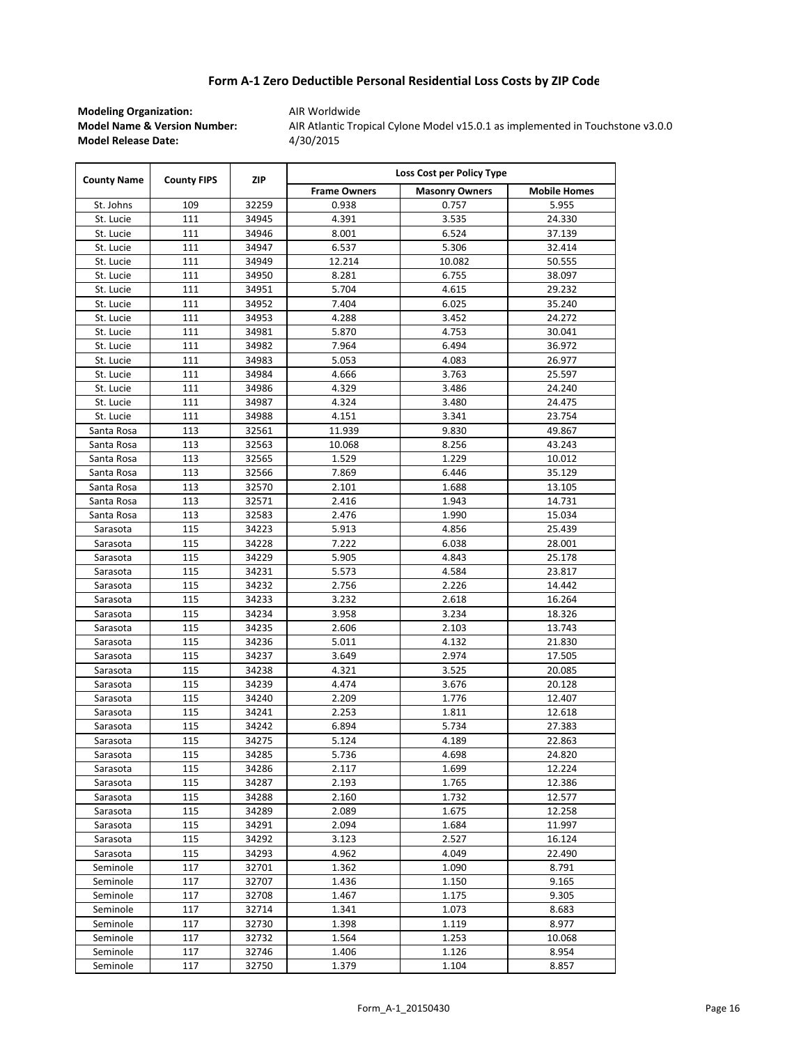# Form A-1 Zero Deductible Personal Residential Loss Costs by ZIP Code

**Modeling Organization:** AIR Worldwide
**Model Name & Version Number:** AIR Atlantic Tropical Cylone Model v15.0.1 as implemented in Touchstone v3.0.0
**Model Release Date:** 4/30/2015

| County Name | County FIPS | ZIP | Loss Cost per Policy Type | | |
|---|---|---|---|---|---|
| | | | Frame Owners | Masonry Owners | Mobile Homes |
| St. Johns | 109 | 32259 | 0.938 | 0.757 | 5.955 |
| St. Lucie | 111 | 34945 | 4.391 | 3.535 | 24.330 |
| St. Lucie | 111 | 34946 | 8.001 | 6.524 | 37.139 |
| St. Lucie | 111 | 34947 | 6.537 | 5.306 | 32.414 |
| St. Lucie | 111 | 34949 | 12.214 | 10.082 | 50.555 |
| St. Lucie | 111 | 34950 | 8.281 | 6.755 | 38.097 |
| St. Lucie | 111 | 34951 | 5.704 | 4.615 | 29.232 |
| St. Lucie | 111 | 34952 | 7.404 | 6.025 | 35.240 |
| St. Lucie | 111 | 34953 | 4.288 | 3.452 | 24.272 |
| St. Lucie | 111 | 34981 | 5.870 | 4.753 | 30.041 |
| St. Lucie | 111 | 34982 | 7.964 | 6.494 | 36.972 |
| St. Lucie | 111 | 34983 | 5.053 | 4.083 | 26.977 |
| St. Lucie | 111 | 34984 | 4.666 | 3.763 | 25.597 |
| St. Lucie | 111 | 34986 | 4.329 | 3.486 | 24.240 |
| St. Lucie | 111 | 34987 | 4.324 | 3.480 | 24.475 |
| St. Lucie | 111 | 34988 | 4.151 | 3.341 | 23.754 |
| Santa Rosa | 113 | 32561 | 11.939 | 9.830 | 49.867 |
| Santa Rosa | 113 | 32563 | 10.068 | 8.256 | 43.243 |
| Santa Rosa | 113 | 32565 | 1.529 | 1.229 | 10.012 |
| Santa Rosa | 113 | 32566 | 7.869 | 6.446 | 35.129 |
| Santa Rosa | 113 | 32570 | 2.101 | 1.688 | 13.105 |
| Santa Rosa | 113 | 32571 | 2.416 | 1.943 | 14.731 |
| Santa Rosa | 113 | 32583 | 2.476 | 1.990 | 15.034 |
| Sarasota | 115 | 34223 | 5.913 | 4.856 | 25.439 |
| Sarasota | 115 | 34228 | 7.222 | 6.038 | 28.001 |
| Sarasota | 115 | 34229 | 5.905 | 4.843 | 25.178 |
| Sarasota | 115 | 34231 | 5.573 | 4.584 | 23.817 |
| Sarasota | 115 | 34232 | 2.756 | 2.226 | 14.442 |
| Sarasota | 115 | 34233 | 3.232 | 2.618 | 16.264 |
| Sarasota | 115 | 34234 | 3.958 | 3.234 | 18.326 |
| Sarasota | 115 | 34235 | 2.606 | 2.103 | 13.743 |
| Sarasota | 115 | 34236 | 5.011 | 4.132 | 21.830 |
| Sarasota | 115 | 34237 | 3.649 | 2.974 | 17.505 |
| Sarasota | 115 | 34238 | 4.321 | 3.525 | 20.085 |
| Sarasota | 115 | 34239 | 4.474 | 3.676 | 20.128 |
| Sarasota | 115 | 34240 | 2.209 | 1.776 | 12.407 |
| Sarasota | 115 | 34241 | 2.253 | 1.811 | 12.618 |
| Sarasota | 115 | 34242 | 6.894 | 5.734 | 27.383 |
| Sarasota | 115 | 34275 | 5.124 | 4.189 | 22.863 |
| Sarasota | 115 | 34285 | 5.736 | 4.698 | 24.820 |
| Sarasota | 115 | 34286 | 2.117 | 1.699 | 12.224 |
| Sarasota | 115 | 34287 | 2.193 | 1.765 | 12.386 |
| Sarasota | 115 | 34288 | 2.160 | 1.732 | 12.577 |
| Sarasota | 115 | 34289 | 2.089 | 1.675 | 12.258 |
| Sarasota | 115 | 34291 | 2.094 | 1.684 | 11.997 |
| Sarasota | 115 | 34292 | 3.123 | 2.527 | 16.124 |
| Sarasota | 115 | 34293 | 4.962 | 4.049 | 22.490 |
| Seminole | 117 | 32701 | 1.362 | 1.090 | 8.791 |
| Seminole | 117 | 32707 | 1.436 | 1.150 | 9.165 |
| Seminole | 117 | 32708 | 1.467 | 1.175 | 9.305 |
| Seminole | 117 | 32714 | 1.341 | 1.073 | 8.683 |
| Seminole | 117 | 32730 | 1.398 | 1.119 | 8.977 |
| Seminole | 117 | 32732 | 1.564 | 1.253 | 10.068 |
| Seminole | 117 | 32746 | 1.406 | 1.126 | 8.954 |
| Seminole | 117 | 32750 | 1.379 | 1.104 | 8.857 |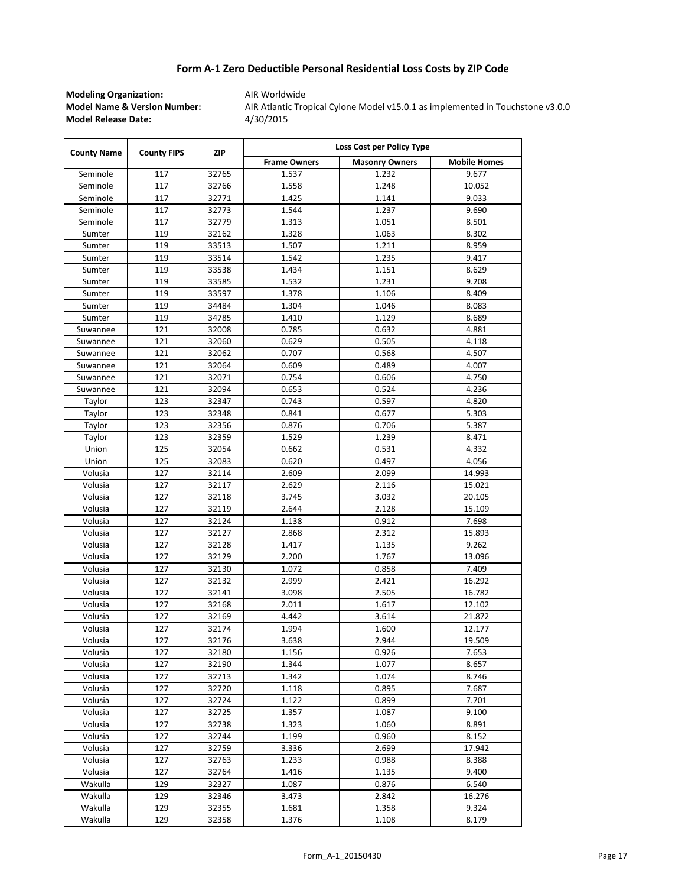# Form A-1 Zero Deductible Personal Residential Loss Costs by ZIP Code

**Modeling Organization:** AIR Worldwide
**Model Name & Version Number:** AIR Atlantic Tropical Cyclone Model v15.0.1 as implemented in Touchstone v3.0.0
**Model Release Date:** 4/30/2015

| County Name | County FIPS | ZIP | Loss Cost per Policy Type | | |
|---|---|---|---|---|---|
| | | | Frame Owners | Masonry Owners | Mobile Homes |
| Seminole | 117 | 32765 | 1.537 | 1.232 | 9.677 |
| Seminole | 117 | 32766 | 1.558 | 1.248 | 10.052 |
| Seminole | 117 | 32771 | 1.425 | 1.141 | 9.033 |
| Seminole | 117 | 32773 | 1.544 | 1.237 | 9.690 |
| Seminole | 117 | 32779 | 1.313 | 1.051 | 8.501 |
| Sumter | 119 | 32162 | 1.328 | 1.063 | 8.302 |
| Sumter | 119 | 33513 | 1.507 | 1.211 | 8.959 |
| Sumter | 119 | 33514 | 1.542 | 1.235 | 9.417 |
| Sumter | 119 | 33538 | 1.434 | 1.151 | 8.629 |
| Sumter | 119 | 33585 | 1.532 | 1.231 | 9.208 |
| Sumter | 119 | 33597 | 1.378 | 1.106 | 8.409 |
| Sumter | 119 | 34484 | 1.304 | 1.046 | 8.083 |
| Sumter | 119 | 34785 | 1.410 | 1.129 | 8.689 |
| Suwannee | 121 | 32008 | 0.785 | 0.632 | 4.881 |
| Suwannee | 121 | 32060 | 0.629 | 0.505 | 4.118 |
| Suwannee | 121 | 32062 | 0.707 | 0.568 | 4.507 |
| Suwannee | 121 | 32064 | 0.609 | 0.489 | 4.007 |
| Suwannee | 121 | 32071 | 0.754 | 0.606 | 4.750 |
| Suwannee | 121 | 32094 | 0.653 | 0.524 | 4.236 |
| Taylor | 123 | 32347 | 0.743 | 0.597 | 4.820 |
| Taylor | 123 | 32348 | 0.841 | 0.677 | 5.303 |
| Taylor | 123 | 32356 | 0.876 | 0.706 | 5.387 |
| Taylor | 123 | 32359 | 1.529 | 1.239 | 8.471 |
| Union | 125 | 32054 | 0.662 | 0.531 | 4.332 |
| Union | 125 | 32083 | 0.620 | 0.497 | 4.056 |
| Volusia | 127 | 32114 | 2.609 | 2.099 | 14.993 |
| Volusia | 127 | 32117 | 2.629 | 2.116 | 15.021 |
| Volusia | 127 | 32118 | 3.745 | 3.032 | 20.105 |
| Volusia | 127 | 32119 | 2.644 | 2.128 | 15.109 |
| Volusia | 127 | 32124 | 1.138 | 0.912 | 7.698 |
| Volusia | 127 | 32127 | 2.868 | 2.312 | 15.893 |
| Volusia | 127 | 32128 | 1.417 | 1.135 | 9.262 |
| Volusia | 127 | 32129 | 2.200 | 1.767 | 13.096 |
| Volusia | 127 | 32130 | 1.072 | 0.858 | 7.409 |
| Volusia | 127 | 32132 | 2.999 | 2.421 | 16.292 |
| Volusia | 127 | 32141 | 3.098 | 2.505 | 16.782 |
| Volusia | 127 | 32168 | 2.011 | 1.617 | 12.102 |
| Volusia | 127 | 32169 | 4.442 | 3.614 | 21.872 |
| Volusia | 127 | 32174 | 1.994 | 1.600 | 12.177 |
| Volusia | 127 | 32176 | 3.638 | 2.944 | 19.509 |
| Volusia | 127 | 32180 | 1.156 | 0.926 | 7.653 |
| Volusia | 127 | 32190 | 1.344 | 1.077 | 8.657 |
| Volusia | 127 | 32713 | 1.342 | 1.074 | 8.746 |
| Volusia | 127 | 32720 | 1.118 | 0.895 | 7.687 |
| Volusia | 127 | 32724 | 1.122 | 0.899 | 7.701 |
| Volusia | 127 | 32725 | 1.357 | 1.087 | 9.100 |
| Volusia | 127 | 32738 | 1.323 | 1.060 | 8.891 |
| Volusia | 127 | 32744 | 1.199 | 0.960 | 8.152 |
| Volusia | 127 | 32759 | 3.336 | 2.699 | 17.942 |
| Volusia | 127 | 32763 | 1.233 | 0.988 | 8.388 |
| Volusia | 127 | 32764 | 1.416 | 1.135 | 9.400 |
| Wakulla | 129 | 32327 | 1.087 | 0.876 | 6.540 |
| Wakulla | 129 | 32346 | 3.473 | 2.842 | 16.276 |
| Wakulla | 129 | 32355 | 1.681 | 1.358 | 9.324 |
| Wakulla | 129 | 32358 | 1.376 | 1.108 | 8.179 |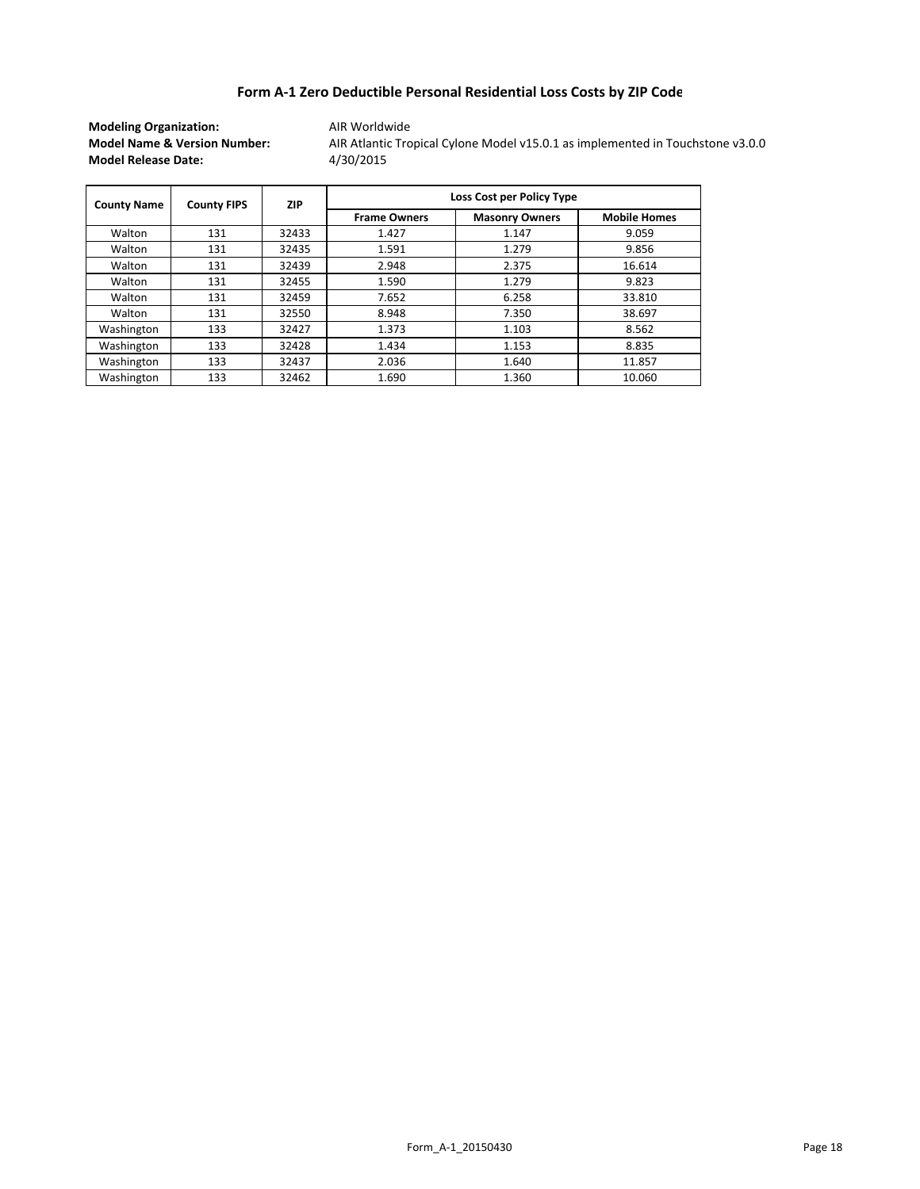### Form A-1 Zero Deductible Personal Residential Loss Costs by ZIP Code

**Modeling Organization:** AIR Worldwide
**Model Name & Version Number:** AIR Atlantic Tropical Cylone Model v15.0.1 as implemented in Touchstone v3.0.0
**Model Release Date:** 4/30/2015

| County Name | County FIPS | ZIP | Loss Cost per Policy Type | | |
|---|---|---|---|---|---|
| | | | **Frame Owners** | **Masonry Owners** | **Mobile Homes** |
| Walton | 131 | 32433 | 1.427 | 1.147 | 9.059 |
| Walton | 131 | 32435 | 1.591 | 1.279 | 9.856 |
| Walton | 131 | 32439 | 2.948 | 2.375 | 16.614 |
| Walton | 131 | 32455 | 1.590 | 1.279 | 9.823 |
| Walton | 131 | 32459 | 7.652 | 6.258 | 33.810 |
| Walton | 131 | 32550 | 8.948 | 7.350 | 38.697 |
| Washington | 133 | 32427 | 1.373 | 1.103 | 8.562 |
| Washington | 133 | 32428 | 1.434 | 1.153 | 8.835 |
| Washington | 133 | 32437 | 2.036 | 1.640 | 11.857 |
| Washington | 133 | 32462 | 1.690 | 1.360 | 10.060 |

Form_A-1_20150430